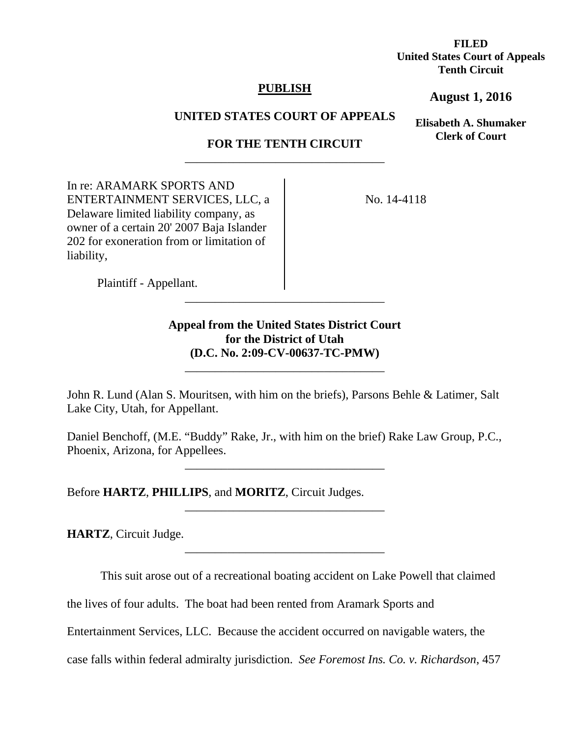**FILED**
**United States Court of Appeals**
**Tenth Circuit**

**August 1, 2016**

**Elisabeth A. Shumaker**
**Clerk of Court**

**PUBLISH**

**UNITED STATES COURT OF APPEALS**

**FOR THE TENTH CIRCUIT**

---

In re: ARAMARK SPORTS AND ENTERTAINMENT SERVICES, LLC, a Delaware limited liability company, as owner of a certain 20' 2007 Baja Islander 202 for exoneration from or limitation of liability,

Plaintiff - Appellant.

No. 14-4118

---

**Appeal from the United States District Court for the District of Utah (D.C. No. 2:09-CV-00637-TC-PMW)**

---

John R. Lund (Alan S. Mouritsen, with him on the briefs), Parsons Behle & Latimer, Salt Lake City, Utah, for Appellant.

Daniel Benchoff, (M.E. "Buddy" Rake, Jr., with him on the brief) Rake Law Group, P.C., Phoenix, Arizona, for Appellees.

---

Before **HARTZ**, **PHILLIPS**, and **MORITZ**, Circuit Judges.

---

**HARTZ**, Circuit Judge.

---

This suit arose out of a recreational boating accident on Lake Powell that claimed the lives of four adults. The boat had been rented from Aramark Sports and Entertainment Services, LLC. Because the accident occurred on navigable waters, the case falls within federal admiralty jurisdiction. *See Foremost Ins. Co. v. Richardson*, 457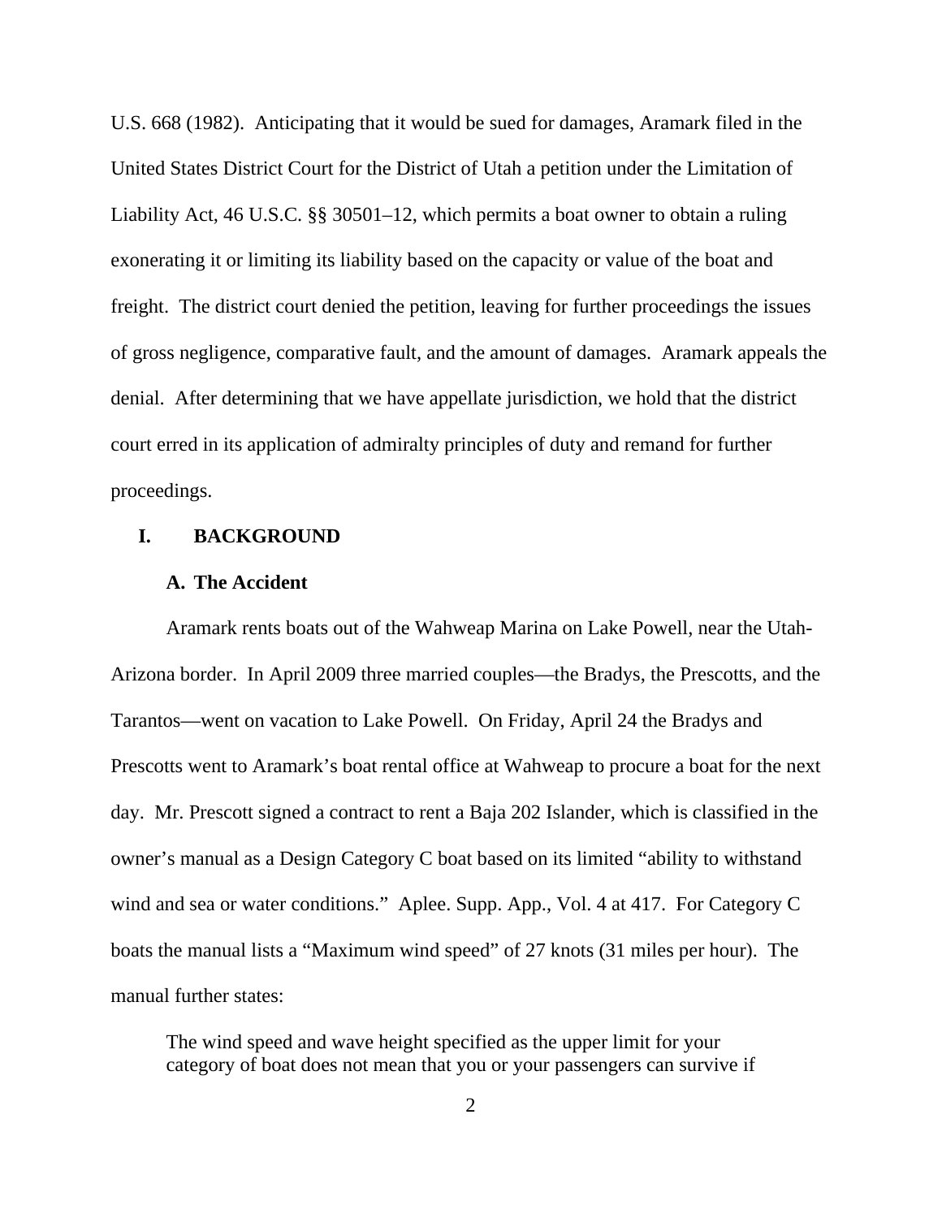U.S. 668 (1982). Anticipating that it would be sued for damages, Aramark filed in the United States District Court for the District of Utah a petition under the Limitation of Liability Act, 46 U.S.C. §§ 30501–12, which permits a boat owner to obtain a ruling exonerating it or limiting its liability based on the capacity or value of the boat and freight. The district court denied the petition, leaving for further proceedings the issues of gross negligence, comparative fault, and the amount of damages. Aramark appeals the denial. After determining that we have appellate jurisdiction, we hold that the district court erred in its application of admiralty principles of duty and remand for further proceedings.

## I. BACKGROUND

### A. The Accident

Aramark rents boats out of the Wahweap Marina on Lake Powell, near the Utah-Arizona border. In April 2009 three married couples—the Bradys, the Prescotts, and the Tarantos—went on vacation to Lake Powell. On Friday, April 24 the Bradys and Prescotts went to Aramark's boat rental office at Wahweap to procure a boat for the next day. Mr. Prescott signed a contract to rent a Baja 202 Islander, which is classified in the owner's manual as a Design Category C boat based on its limited "ability to withstand wind and sea or water conditions." Aplee. Supp. App., Vol. 4 at 417. For Category C boats the manual lists a "Maximum wind speed" of 27 knots (31 miles per hour). The manual further states:

> The wind speed and wave height specified as the upper limit for your category of boat does not mean that you or your passengers can survive if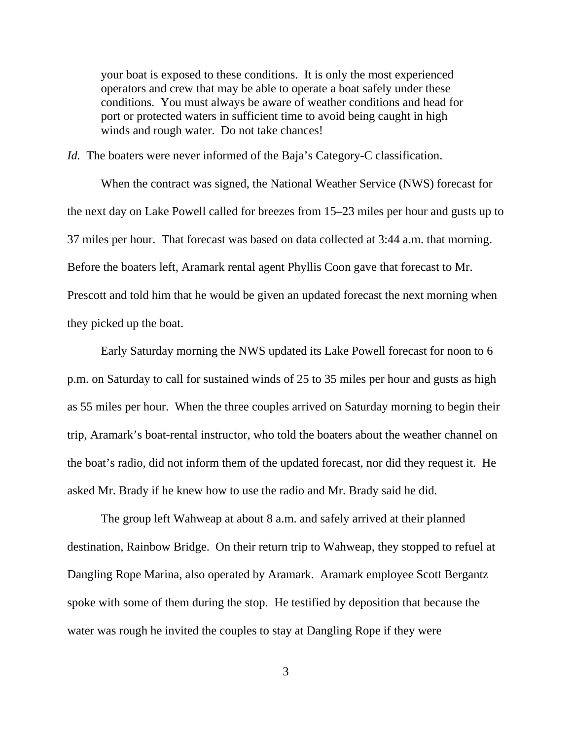> your boat is exposed to these conditions. It is only the most experienced operators and crew that may be able to operate a boat safely under these conditions. You must always be aware of weather conditions and head for port or protected waters in sufficient time to avoid being caught in high winds and rough water. Do not take chances!

*Id.* The boaters were never informed of the Baja's Category-C classification.

When the contract was signed, the National Weather Service (NWS) forecast for the next day on Lake Powell called for breezes from 15–23 miles per hour and gusts up to 37 miles per hour. That forecast was based on data collected at 3:44 a.m. that morning. Before the boaters left, Aramark rental agent Phyllis Coon gave that forecast to Mr. Prescott and told him that he would be given an updated forecast the next morning when they picked up the boat.

Early Saturday morning the NWS updated its Lake Powell forecast for noon to 6 p.m. on Saturday to call for sustained winds of 25 to 35 miles per hour and gusts as high as 55 miles per hour. When the three couples arrived on Saturday morning to begin their trip, Aramark's boat-rental instructor, who told the boaters about the weather channel on the boat's radio, did not inform them of the updated forecast, nor did they request it. He asked Mr. Brady if he knew how to use the radio and Mr. Brady said he did.

The group left Wahweap at about 8 a.m. and safely arrived at their planned destination, Rainbow Bridge. On their return trip to Wahweap, they stopped to refuel at Dangling Rope Marina, also operated by Aramark. Aramark employee Scott Bergantz spoke with some of them during the stop. He testified by deposition that because the water was rough he invited the couples to stay at Dangling Rope if they were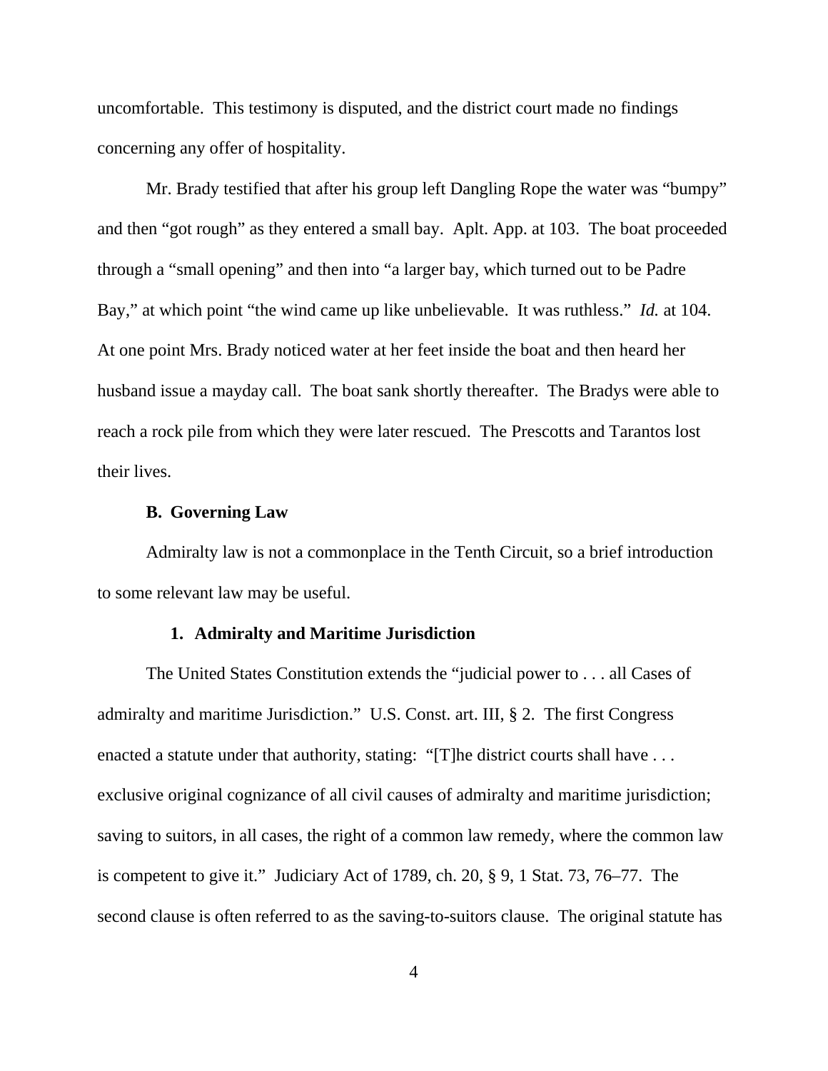uncomfortable. This testimony is disputed, and the district court made no findings concerning any offer of hospitality.

Mr. Brady testified that after his group left Dangling Rope the water was "bumpy" and then "got rough" as they entered a small bay. Aplt. App. at 103. The boat proceeded through a "small opening" and then into "a larger bay, which turned out to be Padre Bay," at which point "the wind came up like unbelievable. It was ruthless." *Id.* at 104. At one point Mrs. Brady noticed water at her feet inside the boat and then heard her husband issue a mayday call. The boat sank shortly thereafter. The Bradys were able to reach a rock pile from which they were later rescued. The Prescotts and Tarantos lost their lives.

### B. Governing Law

Admiralty law is not a commonplace in the Tenth Circuit, so a brief introduction to some relevant law may be useful.

#### 1. Admiralty and Maritime Jurisdiction

The United States Constitution extends the "judicial power to . . . all Cases of admiralty and maritime Jurisdiction." U.S. Const. art. III, § 2. The first Congress enacted a statute under that authority, stating: "[T]he district courts shall have . . . exclusive original cognizance of all civil causes of admiralty and maritime jurisdiction; saving to suitors, in all cases, the right of a common law remedy, where the common law is competent to give it." Judiciary Act of 1789, ch. 20, § 9, 1 Stat. 73, 76–77. The second clause is often referred to as the saving-to-suitors clause. The original statute has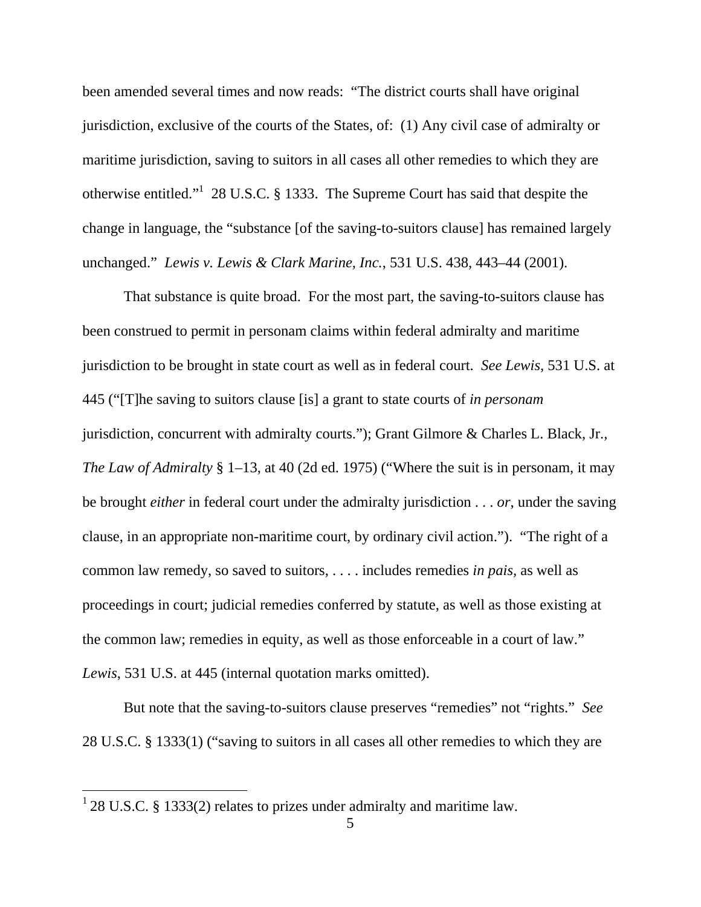been amended several times and now reads: "The district courts shall have original jurisdiction, exclusive of the courts of the States, of: (1) Any civil case of admiralty or maritime jurisdiction, saving to suitors in all cases all other remedies to which they are otherwise entitled."[1] 28 U.S.C. § 1333. The Supreme Court has said that despite the change in language, the "substance [of the saving-to-suitors clause] has remained largely unchanged." *Lewis v. Lewis & Clark Marine, Inc.*, 531 U.S. 438, 443–44 (2001).

That substance is quite broad. For the most part, the saving-to-suitors clause has been construed to permit in personam claims within federal admiralty and maritime jurisdiction to be brought in state court as well as in federal court. *See Lewis*, 531 U.S. at 445 ("[T]he saving to suitors clause [is] a grant to state courts of *in personam* jurisdiction, concurrent with admiralty courts."); Grant Gilmore & Charles L. Black, Jr., *The Law of Admiralty* § 1–13, at 40 (2d ed. 1975) ("Where the suit is in personam, it may be brought *either* in federal court under the admiralty jurisdiction . . . *or*, under the saving clause, in an appropriate non-maritime court, by ordinary civil action."). "The right of a common law remedy, so saved to suitors, . . . . includes remedies *in pais*, as well as proceedings in court; judicial remedies conferred by statute, as well as those existing at the common law; remedies in equity, as well as those enforceable in a court of law." *Lewis*, 531 U.S. at 445 (internal quotation marks omitted).

But note that the saving-to-suitors clause preserves "remedies" not "rights." *See* 28 U.S.C. § 1333(1) ("saving to suitors in all cases all other remedies to which they are

[1] 28 U.S.C. § 1333(2) relates to prizes under admiralty and maritime law.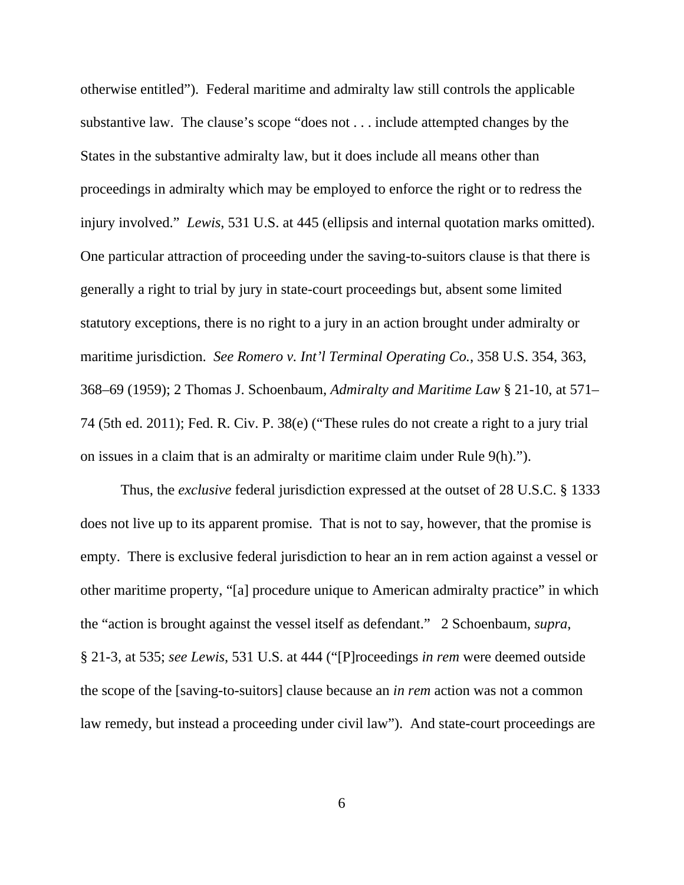otherwise entitled"). Federal maritime and admiralty law still controls the applicable substantive law. The clause's scope "does not . . . include attempted changes by the States in the substantive admiralty law, but it does include all means other than proceedings in admiralty which may be employed to enforce the right or to redress the injury involved." *Lewis*, 531 U.S. at 445 (ellipsis and internal quotation marks omitted). One particular attraction of proceeding under the saving-to-suitors clause is that there is generally a right to trial by jury in state-court proceedings but, absent some limited statutory exceptions, there is no right to a jury in an action brought under admiralty or maritime jurisdiction. *See Romero v. Int'l Terminal Operating Co.*, 358 U.S. 354, 363, 368–69 (1959); 2 Thomas J. Schoenbaum, *Admiralty and Maritime Law* § 21-10, at 571–74 (5th ed. 2011); Fed. R. Civ. P. 38(e) ("These rules do not create a right to a jury trial on issues in a claim that is an admiralty or maritime claim under Rule 9(h).").

Thus, the *exclusive* federal jurisdiction expressed at the outset of 28 U.S.C. § 1333 does not live up to its apparent promise. That is not to say, however, that the promise is empty. There is exclusive federal jurisdiction to hear an in rem action against a vessel or other maritime property, "[a] procedure unique to American admiralty practice" in which the "action is brought against the vessel itself as defendant." 2 Schoenbaum, *supra*, § 21-3, at 535; *see Lewis*, 531 U.S. at 444 ("[P]roceedings *in rem* were deemed outside the scope of the [saving-to-suitors] clause because an *in rem* action was not a common law remedy, but instead a proceeding under civil law"). And state-court proceedings are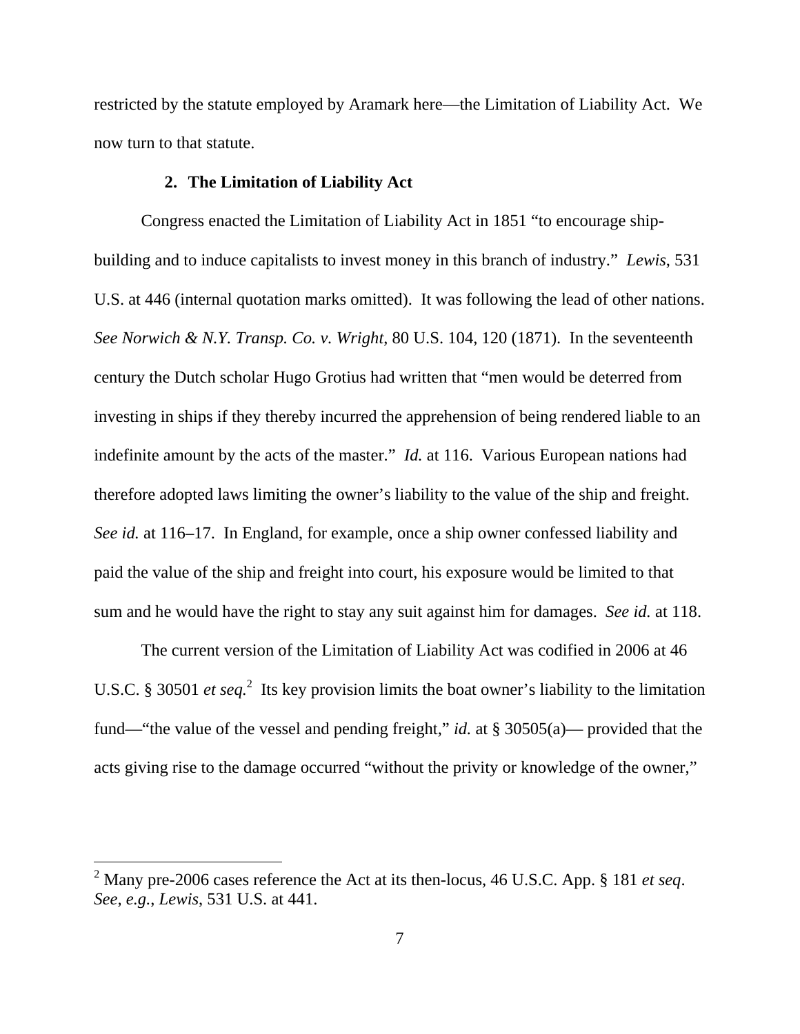restricted by the statute employed by Aramark here—the Limitation of Liability Act. We now turn to that statute.

### 2. The Limitation of Liability Act

Congress enacted the Limitation of Liability Act in 1851 "to encourage ship-building and to induce capitalists to invest money in this branch of industry." *Lewis*, 531 U.S. at 446 (internal quotation marks omitted). It was following the lead of other nations. *See Norwich & N.Y. Transp. Co. v. Wright*, 80 U.S. 104, 120 (1871). In the seventeenth century the Dutch scholar Hugo Grotius had written that "men would be deterred from investing in ships if they thereby incurred the apprehension of being rendered liable to an indefinite amount by the acts of the master." *Id.* at 116. Various European nations had therefore adopted laws limiting the owner's liability to the value of the ship and freight. *See id.* at 116–17. In England, for example, once a ship owner confessed liability and paid the value of the ship and freight into court, his exposure would be limited to that sum and he would have the right to stay any suit against him for damages. *See id.* at 118.

The current version of the Limitation of Liability Act was codified in 2006 at 46 U.S.C. § 30501 *et seq.*[2] Its key provision limits the boat owner's liability to the limitation fund—"the value of the vessel and pending freight," *id.* at § 30505(a)— provided that the acts giving rise to the damage occurred "without the privity or knowledge of the owner,"

[2] Many pre-2006 cases reference the Act at its then-locus, 46 U.S.C. App. § 181 *et seq*. *See, e.g.*, *Lewis*, 531 U.S. at 441.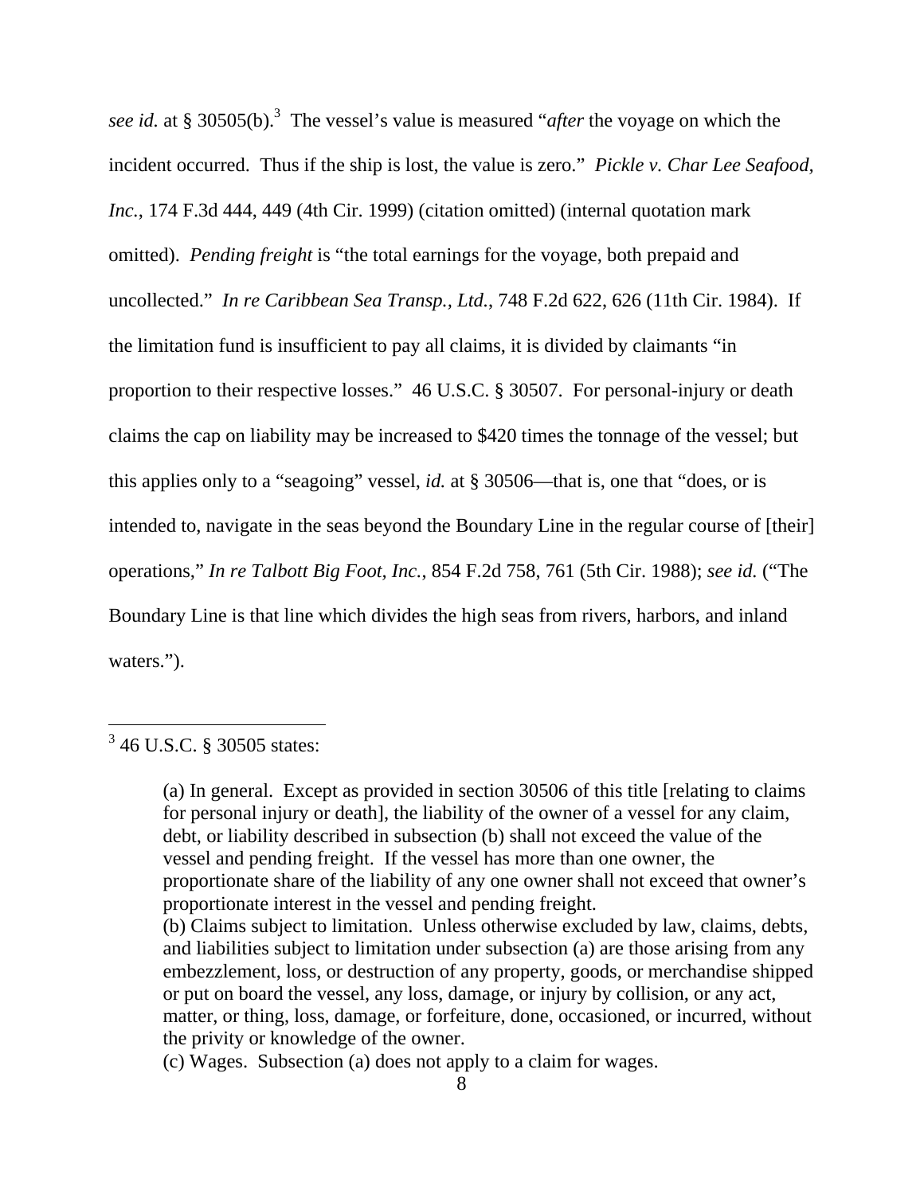*see id.* at § 30505(b).[3] The vessel's value is measured "*after* the voyage on which the incident occurred. Thus if the ship is lost, the value is zero." *Pickle v. Char Lee Seafood, Inc.*, 174 F.3d 444, 449 (4th Cir. 1999) (citation omitted) (internal quotation mark omitted). *Pending freight* is "the total earnings for the voyage, both prepaid and uncollected." *In re Caribbean Sea Transp., Ltd.*, 748 F.2d 622, 626 (11th Cir. 1984). If the limitation fund is insufficient to pay all claims, it is divided by claimants "in proportion to their respective losses." 46 U.S.C. § 30507. For personal-injury or death claims the cap on liability may be increased to $420 times the tonnage of the vessel; but this applies only to a "seagoing" vessel, *id.* at § 30506—that is, one that "does, or is intended to, navigate in the seas beyond the Boundary Line in the regular course of [their] operations," *In re Talbott Big Foot, Inc.*, 854 F.2d 758, 761 (5th Cir. 1988); *see id.* ("The Boundary Line is that line which divides the high seas from rivers, harbors, and inland waters.").

---

[3] 46 U.S.C. § 30505 states:

> (a) In general. Except as provided in section 30506 of this title [relating to claims for personal injury or death], the liability of the owner of a vessel for any claim, debt, or liability described in subsection (b) shall not exceed the value of the vessel and pending freight. If the vessel has more than one owner, the proportionate share of the liability of any one owner shall not exceed that owner's proportionate interest in the vessel and pending freight.
> (b) Claims subject to limitation. Unless otherwise excluded by law, claims, debts, and liabilities subject to limitation under subsection (a) are those arising from any embezzlement, loss, or destruction of any property, goods, or merchandise shipped or put on board the vessel, any loss, damage, or injury by collision, or any act, matter, or thing, loss, damage, or forfeiture, done, occasioned, or incurred, without the privity or knowledge of the owner.
> (c) Wages. Subsection (a) does not apply to a claim for wages.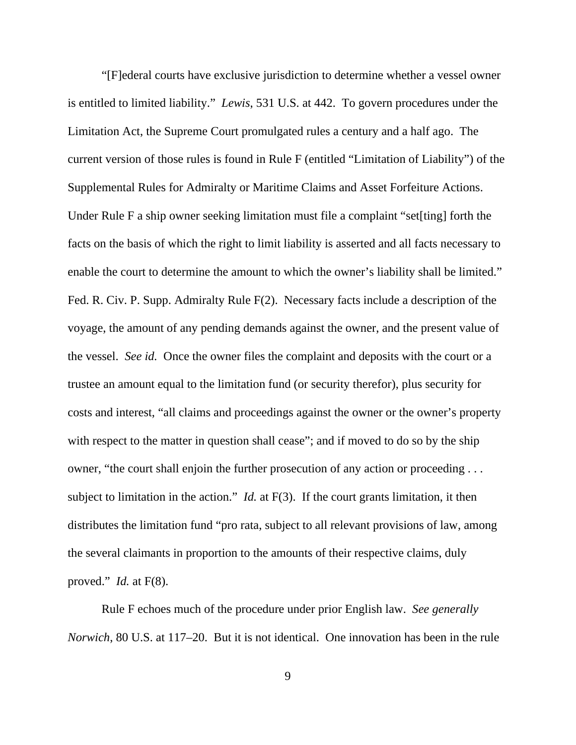"[F]ederal courts have exclusive jurisdiction to determine whether a vessel owner is entitled to limited liability." *Lewis*, 531 U.S. at 442. To govern procedures under the Limitation Act, the Supreme Court promulgated rules a century and a half ago. The current version of those rules is found in Rule F (entitled "Limitation of Liability") of the Supplemental Rules for Admiralty or Maritime Claims and Asset Forfeiture Actions. Under Rule F a ship owner seeking limitation must file a complaint "set[ting] forth the facts on the basis of which the right to limit liability is asserted and all facts necessary to enable the court to determine the amount to which the owner's liability shall be limited." Fed. R. Civ. P. Supp. Admiralty Rule F(2). Necessary facts include a description of the voyage, the amount of any pending demands against the owner, and the present value of the vessel. *See id.* Once the owner files the complaint and deposits with the court or a trustee an amount equal to the limitation fund (or security therefor), plus security for costs and interest, "all claims and proceedings against the owner or the owner's property with respect to the matter in question shall cease"; and if moved to do so by the ship owner, "the court shall enjoin the further prosecution of any action or proceeding . . . subject to limitation in the action." *Id.* at F(3). If the court grants limitation, it then distributes the limitation fund "pro rata, subject to all relevant provisions of law, among the several claimants in proportion to the amounts of their respective claims, duly proved." *Id.* at F(8).

Rule F echoes much of the procedure under prior English law. *See generally Norwich*, 80 U.S. at 117–20. But it is not identical. One innovation has been in the rule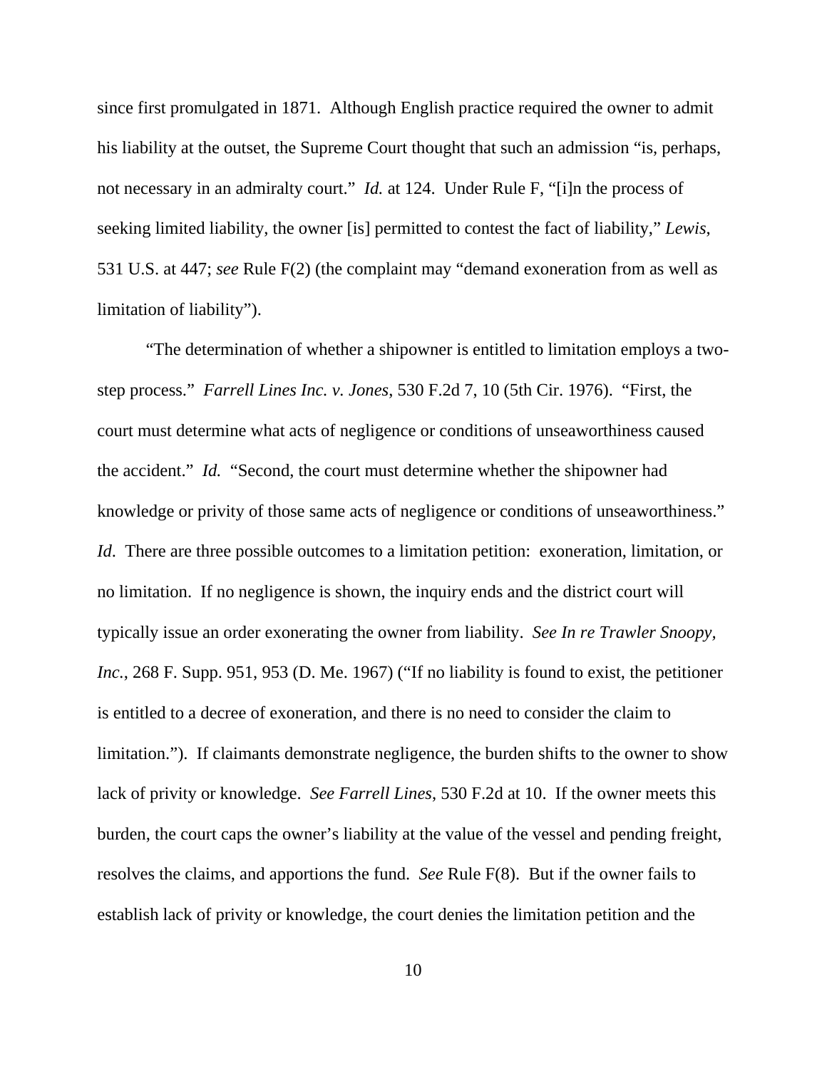since first promulgated in 1871. Although English practice required the owner to admit his liability at the outset, the Supreme Court thought that such an admission "is, perhaps, not necessary in an admiralty court." *Id.* at 124. Under Rule F, "[i]n the process of seeking limited liability, the owner [is] permitted to contest the fact of liability," *Lewis*, 531 U.S. at 447; *see* Rule F(2) (the complaint may "demand exoneration from as well as limitation of liability").

"The determination of whether a shipowner is entitled to limitation employs a two-step process." *Farrell Lines Inc. v. Jones*, 530 F.2d 7, 10 (5th Cir. 1976). "First, the court must determine what acts of negligence or conditions of unseaworthiness caused the accident." *Id.* "Second, the court must determine whether the shipowner had knowledge or privity of those same acts of negligence or conditions of unseaworthiness." *Id*. There are three possible outcomes to a limitation petition: exoneration, limitation, or no limitation. If no negligence is shown, the inquiry ends and the district court will typically issue an order exonerating the owner from liability. *See In re Trawler Snoopy, Inc.*, 268 F. Supp. 951, 953 (D. Me. 1967) ("If no liability is found to exist, the petitioner is entitled to a decree of exoneration, and there is no need to consider the claim to limitation."). If claimants demonstrate negligence, the burden shifts to the owner to show lack of privity or knowledge. *See Farrell Lines*, 530 F.2d at 10. If the owner meets this burden, the court caps the owner's liability at the value of the vessel and pending freight, resolves the claims, and apportions the fund. *See* Rule F(8). But if the owner fails to establish lack of privity or knowledge, the court denies the limitation petition and the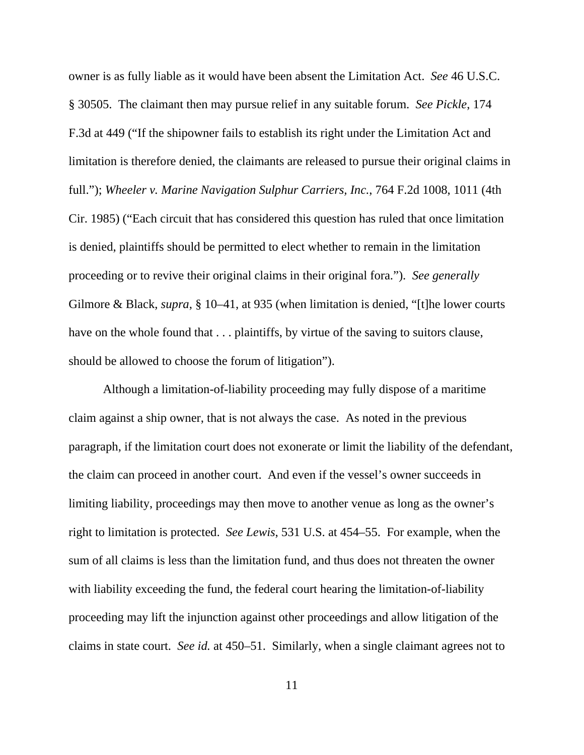owner is as fully liable as it would have been absent the Limitation Act. *See* 46 U.S.C. § 30505. The claimant then may pursue relief in any suitable forum. *See Pickle*, 174 F.3d at 449 ("If the shipowner fails to establish its right under the Limitation Act and limitation is therefore denied, the claimants are released to pursue their original claims in full."); *Wheeler v. Marine Navigation Sulphur Carriers, Inc.*, 764 F.2d 1008, 1011 (4th Cir. 1985) ("Each circuit that has considered this question has ruled that once limitation is denied, plaintiffs should be permitted to elect whether to remain in the limitation proceeding or to revive their original claims in their original fora."). *See generally* Gilmore & Black, *supra*, § 10–41, at 935 (when limitation is denied, "[t]he lower courts have on the whole found that . . . plaintiffs, by virtue of the saving to suitors clause, should be allowed to choose the forum of litigation").

Although a limitation-of-liability proceeding may fully dispose of a maritime claim against a ship owner, that is not always the case. As noted in the previous paragraph, if the limitation court does not exonerate or limit the liability of the defendant, the claim can proceed in another court. And even if the vessel's owner succeeds in limiting liability, proceedings may then move to another venue as long as the owner's right to limitation is protected. *See Lewis*, 531 U.S. at 454–55. For example, when the sum of all claims is less than the limitation fund, and thus does not threaten the owner with liability exceeding the fund, the federal court hearing the limitation-of-liability proceeding may lift the injunction against other proceedings and allow litigation of the claims in state court. *See id.* at 450–51. Similarly, when a single claimant agrees not to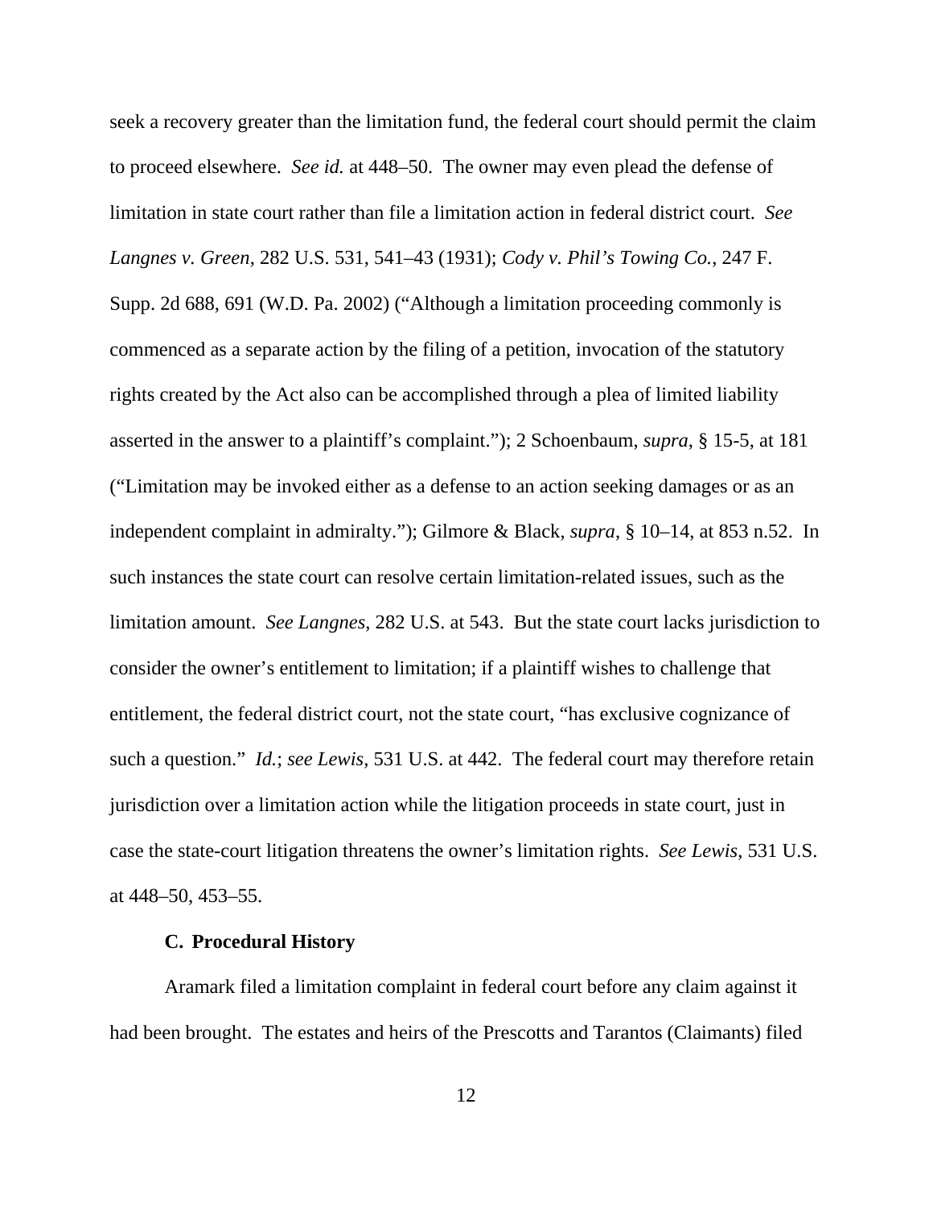seek a recovery greater than the limitation fund, the federal court should permit the claim to proceed elsewhere. *See id.* at 448–50. The owner may even plead the defense of limitation in state court rather than file a limitation action in federal district court. *See Langnes v. Green*, 282 U.S. 531, 541–43 (1931); *Cody v. Phil's Towing Co.*, 247 F. Supp. 2d 688, 691 (W.D. Pa. 2002) ("Although a limitation proceeding commonly is commenced as a separate action by the filing of a petition, invocation of the statutory rights created by the Act also can be accomplished through a plea of limited liability asserted in the answer to a plaintiff's complaint."); 2 Schoenbaum, *supra*, § 15-5, at 181 ("Limitation may be invoked either as a defense to an action seeking damages or as an independent complaint in admiralty."); Gilmore & Black, *supra*, § 10–14, at 853 n.52. In such instances the state court can resolve certain limitation-related issues, such as the limitation amount. *See Langnes*, 282 U.S. at 543. But the state court lacks jurisdiction to consider the owner's entitlement to limitation; if a plaintiff wishes to challenge that entitlement, the federal district court, not the state court, "has exclusive cognizance of such a question." *Id.*; *see Lewis*, 531 U.S. at 442. The federal court may therefore retain jurisdiction over a limitation action while the litigation proceeds in state court, just in case the state-court litigation threatens the owner's limitation rights. *See Lewis*, 531 U.S. at 448–50, 453–55.

### C. Procedural History

Aramark filed a limitation complaint in federal court before any claim against it had been brought. The estates and heirs of the Prescotts and Tarantos (Claimants) filed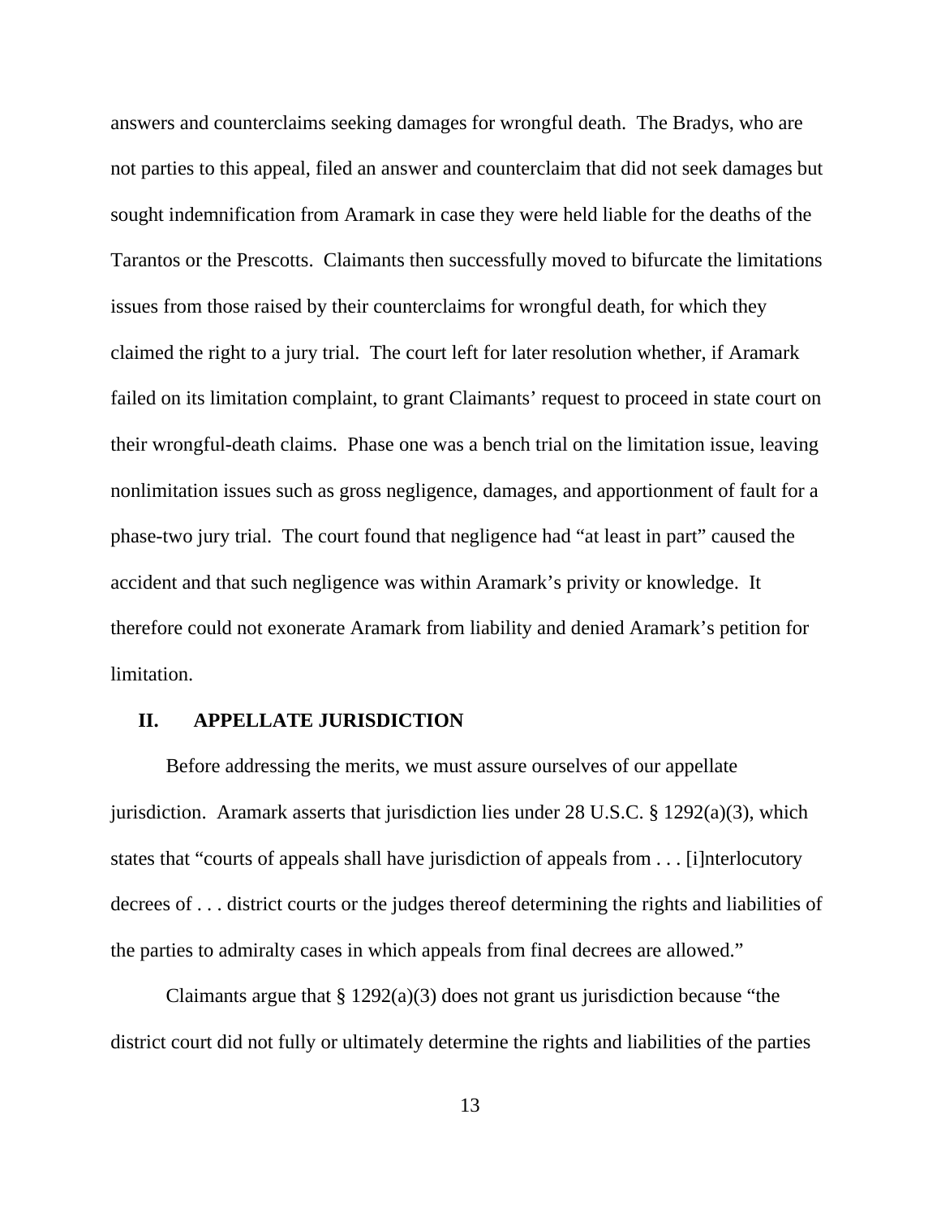answers and counterclaims seeking damages for wrongful death. The Bradys, who are not parties to this appeal, filed an answer and counterclaim that did not seek damages but sought indemnification from Aramark in case they were held liable for the deaths of the Tarantos or the Prescotts. Claimants then successfully moved to bifurcate the limitations issues from those raised by their counterclaims for wrongful death, for which they claimed the right to a jury trial. The court left for later resolution whether, if Aramark failed on its limitation complaint, to grant Claimants' request to proceed in state court on their wrongful-death claims. Phase one was a bench trial on the limitation issue, leaving nonlimitation issues such as gross negligence, damages, and apportionment of fault for a phase-two jury trial. The court found that negligence had "at least in part" caused the accident and that such negligence was within Aramark's privity or knowledge. It therefore could not exonerate Aramark from liability and denied Aramark's petition for limitation.

## II. APPELLATE JURISDICTION

Before addressing the merits, we must assure ourselves of our appellate jurisdiction. Aramark asserts that jurisdiction lies under 28 U.S.C. § 1292(a)(3), which states that "courts of appeals shall have jurisdiction of appeals from . . . [i]nterlocutory decrees of . . . district courts or the judges thereof determining the rights and liabilities of the parties to admiralty cases in which appeals from final decrees are allowed."

Claimants argue that § 1292(a)(3) does not grant us jurisdiction because "the district court did not fully or ultimately determine the rights and liabilities of the parties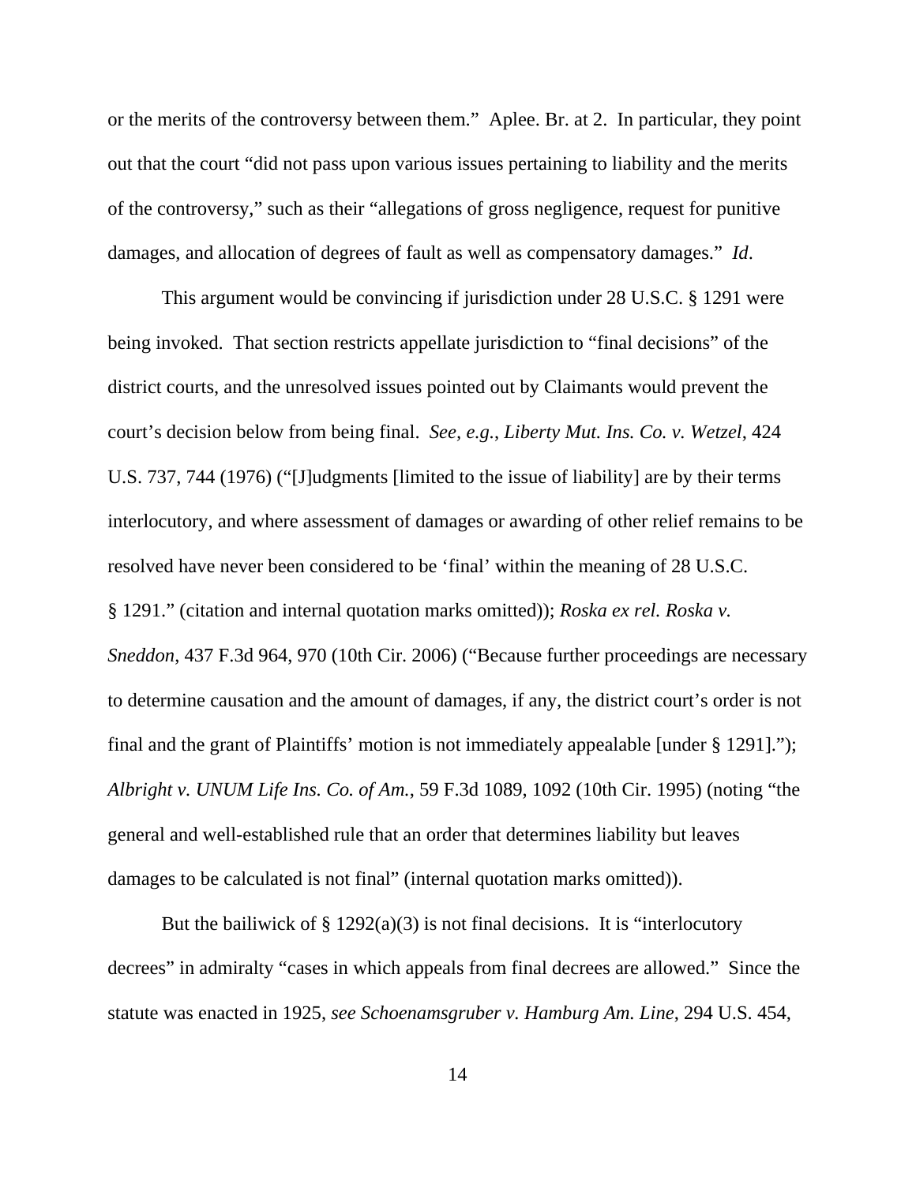or the merits of the controversy between them." Aplee. Br. at 2. In particular, they point out that the court "did not pass upon various issues pertaining to liability and the merits of the controversy," such as their "allegations of gross negligence, request for punitive damages, and allocation of degrees of fault as well as compensatory damages." *Id*.

This argument would be convincing if jurisdiction under 28 U.S.C. § 1291 were being invoked. That section restricts appellate jurisdiction to "final decisions" of the district courts, and the unresolved issues pointed out by Claimants would prevent the court's decision below from being final. *See, e.g.*, *Liberty Mut. Ins. Co. v. Wetzel*, 424 U.S. 737, 744 (1976) ("[J]udgments [limited to the issue of liability] are by their terms interlocutory, and where assessment of damages or awarding of other relief remains to be resolved have never been considered to be 'final' within the meaning of 28 U.S.C. § 1291." (citation and internal quotation marks omitted)); *Roska ex rel. Roska v. Sneddon*, 437 F.3d 964, 970 (10th Cir. 2006) ("Because further proceedings are necessary to determine causation and the amount of damages, if any, the district court's order is not final and the grant of Plaintiffs' motion is not immediately appealable [under § 1291]."); *Albright v. UNUM Life Ins. Co. of Am.*, 59 F.3d 1089, 1092 (10th Cir. 1995) (noting "the general and well-established rule that an order that determines liability but leaves damages to be calculated is not final" (internal quotation marks omitted)).

But the bailiwick of § 1292(a)(3) is not final decisions. It is "interlocutory decrees" in admiralty "cases in which appeals from final decrees are allowed." Since the statute was enacted in 1925, *see Schoenamsgruber v. Hamburg Am. Line*, 294 U.S. 454,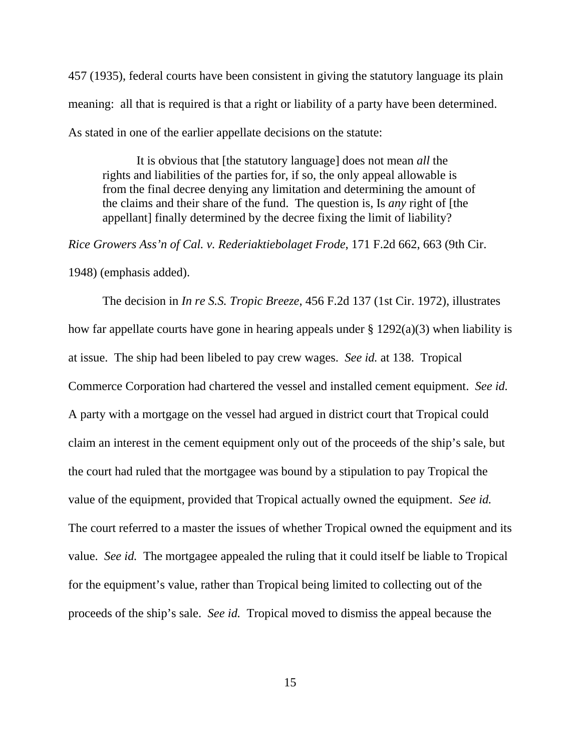457 (1935), federal courts have been consistent in giving the statutory language its plain meaning: all that is required is that a right or liability of a party have been determined. As stated in one of the earlier appellate decisions on the statute:

> It is obvious that [the statutory language] does not mean *all* the rights and liabilities of the parties for, if so, the only appeal allowable is from the final decree denying any limitation and determining the amount of the claims and their share of the fund. The question is, Is *any* right of [the appellant] finally determined by the decree fixing the limit of liability?

*Rice Growers Ass'n of Cal. v. Rederiaktiebolaget Frode*, 171 F.2d 662, 663 (9th Cir. 1948) (emphasis added).

The decision in *In re S.S. Tropic Breeze*, 456 F.2d 137 (1st Cir. 1972), illustrates how far appellate courts have gone in hearing appeals under § 1292(a)(3) when liability is at issue. The ship had been libeled to pay crew wages. *See id.* at 138. Tropical Commerce Corporation had chartered the vessel and installed cement equipment. *See id.* A party with a mortgage on the vessel had argued in district court that Tropical could claim an interest in the cement equipment only out of the proceeds of the ship's sale, but the court had ruled that the mortgagee was bound by a stipulation to pay Tropical the value of the equipment, provided that Tropical actually owned the equipment. *See id.* The court referred to a master the issues of whether Tropical owned the equipment and its value. *See id.* The mortgagee appealed the ruling that it could itself be liable to Tropical for the equipment's value, rather than Tropical being limited to collecting out of the proceeds of the ship's sale. *See id.* Tropical moved to dismiss the appeal because the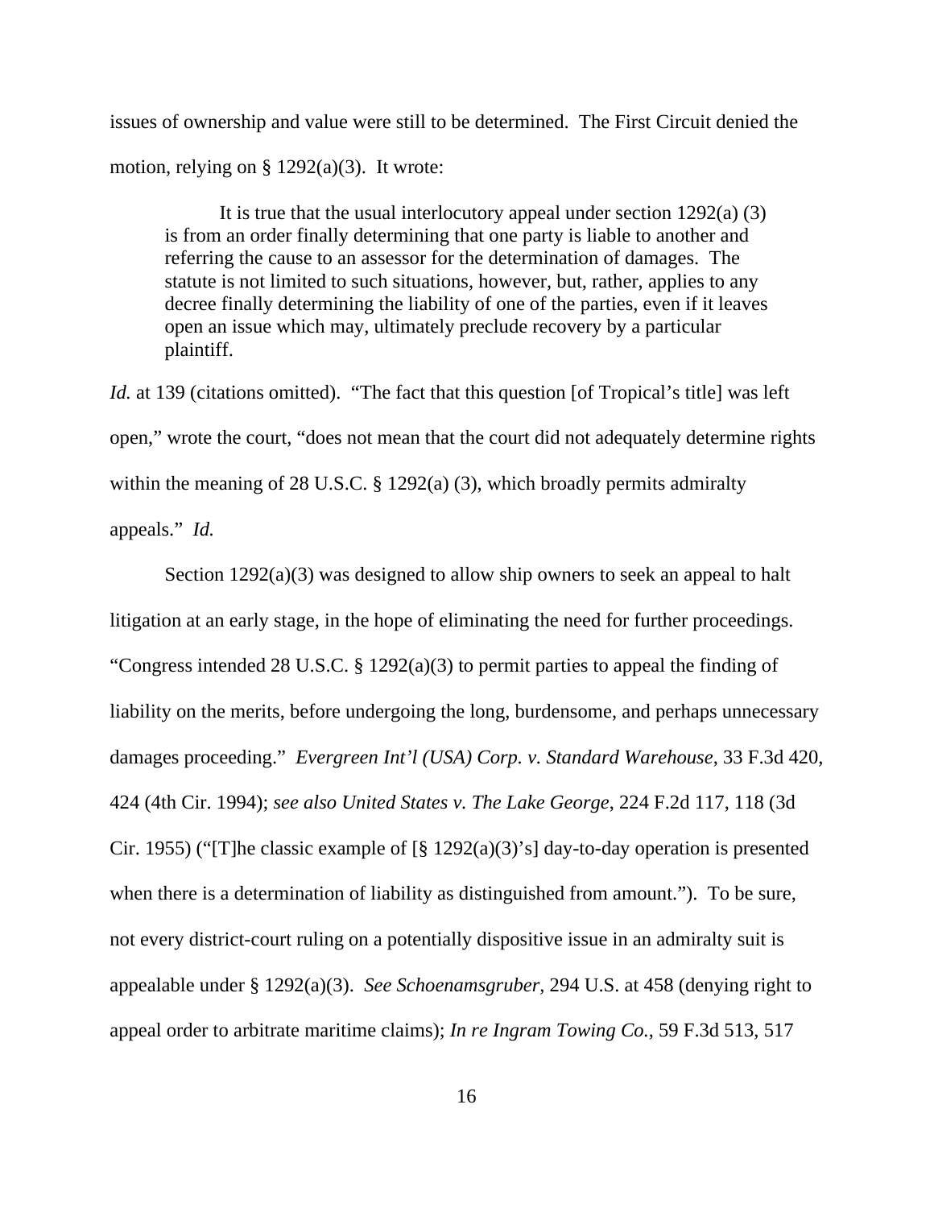issues of ownership and value were still to be determined. The First Circuit denied the motion, relying on § 1292(a)(3). It wrote:

> It is true that the usual interlocutory appeal under section 1292(a) (3) is from an order finally determining that one party is liable to another and referring the cause to an assessor for the determination of damages. The statute is not limited to such situations, however, but, rather, applies to any decree finally determining the liability of one of the parties, even if it leaves open an issue which may, ultimately preclude recovery by a particular plaintiff.

*Id.* at 139 (citations omitted). "The fact that this question [of Tropical's title] was left open," wrote the court, "does not mean that the court did not adequately determine rights within the meaning of 28 U.S.C. § 1292(a) (3), which broadly permits admiralty appeals." *Id.*

Section 1292(a)(3) was designed to allow ship owners to seek an appeal to halt litigation at an early stage, in the hope of eliminating the need for further proceedings. "Congress intended 28 U.S.C. § 1292(a)(3) to permit parties to appeal the finding of liability on the merits, before undergoing the long, burdensome, and perhaps unnecessary damages proceeding." *Evergreen Int'l (USA) Corp. v. Standard Warehouse*, 33 F.3d 420, 424 (4th Cir. 1994); *see also United States v. The Lake George*, 224 F.2d 117, 118 (3d Cir. 1955) ("[T]he classic example of [§ 1292(a)(3)'s] day-to-day operation is presented when there is a determination of liability as distinguished from amount."). To be sure, not every district-court ruling on a potentially dispositive issue in an admiralty suit is appealable under § 1292(a)(3). *See Schoenamsgruber*, 294 U.S. at 458 (denying right to appeal order to arbitrate maritime claims); *In re Ingram Towing Co.*, 59 F.3d 513, 517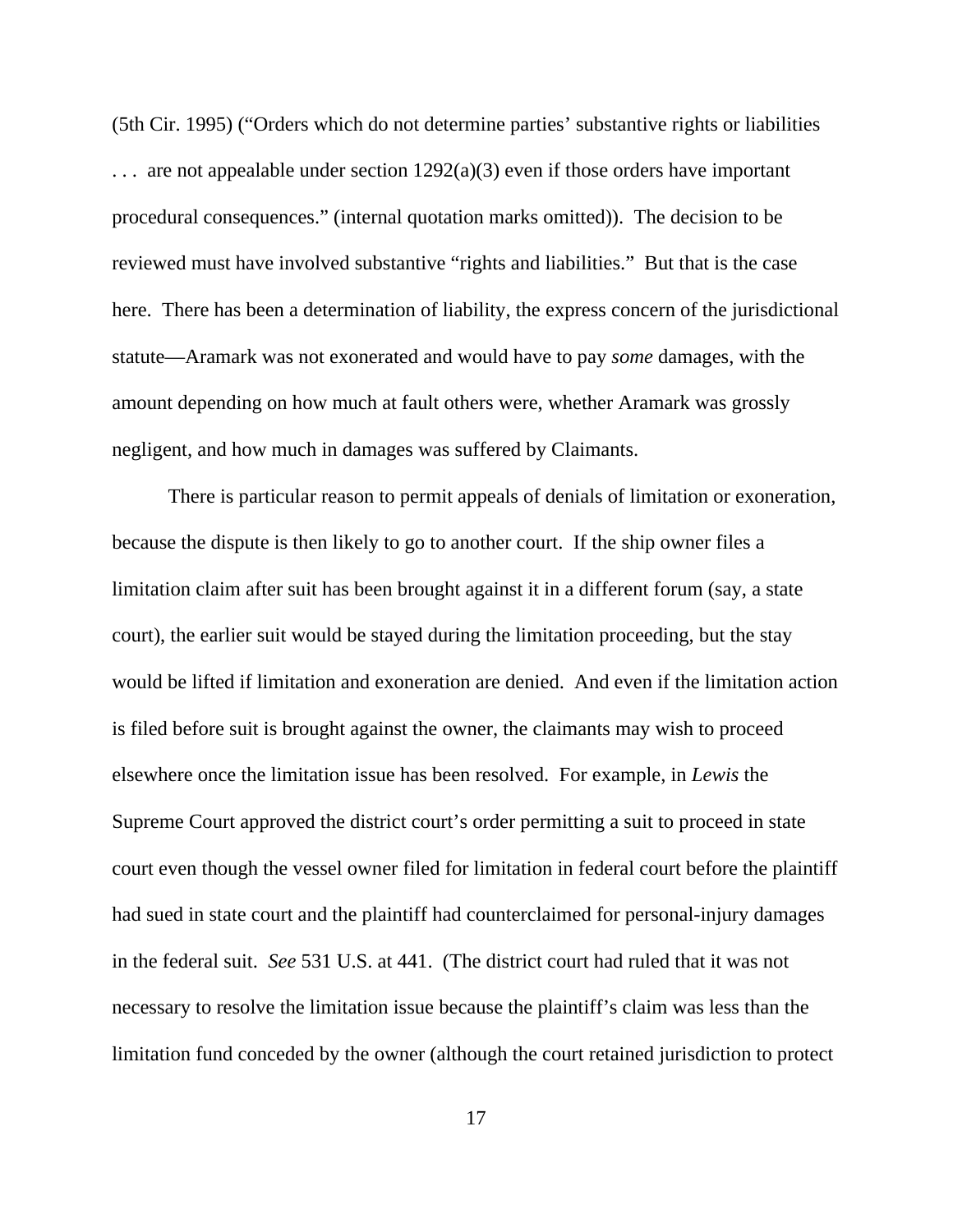(5th Cir. 1995) ("Orders which do not determine parties' substantive rights or liabilities . . . are not appealable under section 1292(a)(3) even if those orders have important procedural consequences." (internal quotation marks omitted)). The decision to be reviewed must have involved substantive "rights and liabilities." But that is the case here. There has been a determination of liability, the express concern of the jurisdictional statute—Aramark was not exonerated and would have to pay *some* damages, with the amount depending on how much at fault others were, whether Aramark was grossly negligent, and how much in damages was suffered by Claimants.

There is particular reason to permit appeals of denials of limitation or exoneration, because the dispute is then likely to go to another court. If the ship owner files a limitation claim after suit has been brought against it in a different forum (say, a state court), the earlier suit would be stayed during the limitation proceeding, but the stay would be lifted if limitation and exoneration are denied. And even if the limitation action is filed before suit is brought against the owner, the claimants may wish to proceed elsewhere once the limitation issue has been resolved. For example, in *Lewis* the Supreme Court approved the district court's order permitting a suit to proceed in state court even though the vessel owner filed for limitation in federal court before the plaintiff had sued in state court and the plaintiff had counterclaimed for personal-injury damages in the federal suit. *See* 531 U.S. at 441. (The district court had ruled that it was not necessary to resolve the limitation issue because the plaintiff's claim was less than the limitation fund conceded by the owner (although the court retained jurisdiction to protect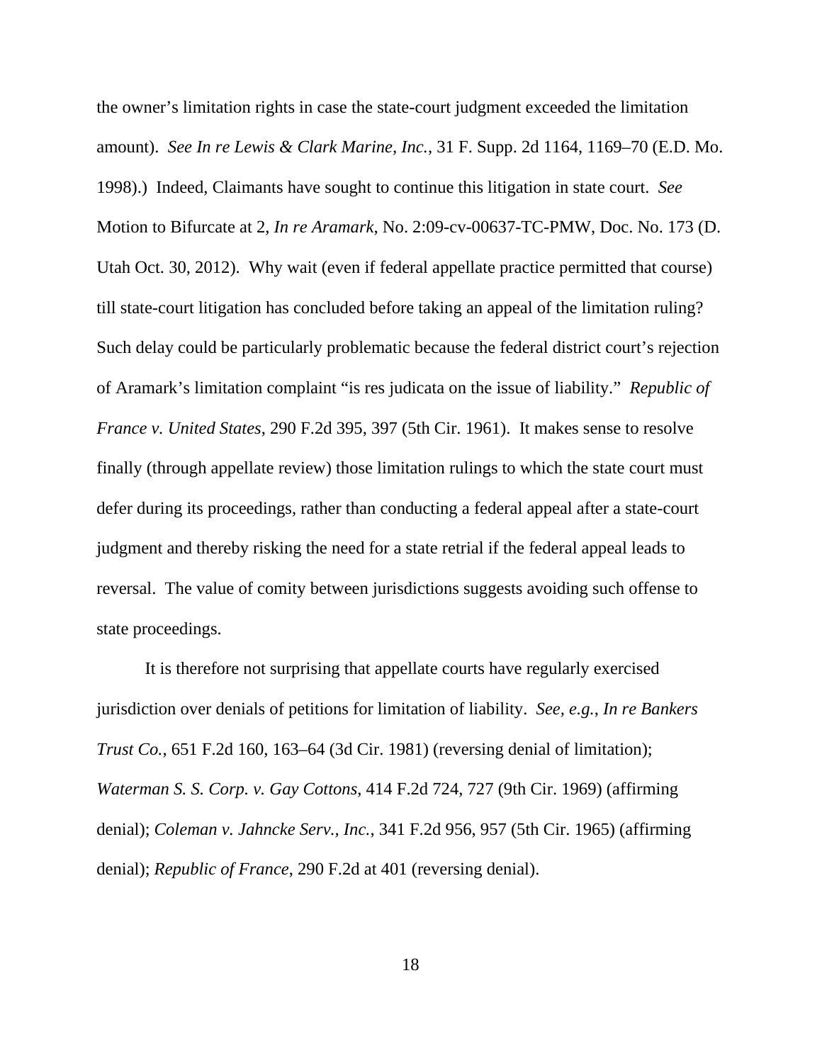the owner's limitation rights in case the state-court judgment exceeded the limitation amount). *See In re Lewis & Clark Marine, Inc.*, 31 F. Supp. 2d 1164, 1169–70 (E.D. Mo. 1998).) Indeed, Claimants have sought to continue this litigation in state court. *See* Motion to Bifurcate at 2, *In re Aramark*, No. 2:09-cv-00637-TC-PMW, Doc. No. 173 (D. Utah Oct. 30, 2012). Why wait (even if federal appellate practice permitted that course) till state-court litigation has concluded before taking an appeal of the limitation ruling? Such delay could be particularly problematic because the federal district court's rejection of Aramark's limitation complaint "is res judicata on the issue of liability." *Republic of France v. United States*, 290 F.2d 395, 397 (5th Cir. 1961). It makes sense to resolve finally (through appellate review) those limitation rulings to which the state court must defer during its proceedings, rather than conducting a federal appeal after a state-court judgment and thereby risking the need for a state retrial if the federal appeal leads to reversal. The value of comity between jurisdictions suggests avoiding such offense to state proceedings.

It is therefore not surprising that appellate courts have regularly exercised jurisdiction over denials of petitions for limitation of liability. *See, e.g.*, *In re Bankers Trust Co.*, 651 F.2d 160, 163–64 (3d Cir. 1981) (reversing denial of limitation); *Waterman S. S. Corp. v. Gay Cottons*, 414 F.2d 724, 727 (9th Cir. 1969) (affirming denial); *Coleman v. Jahncke Serv., Inc.*, 341 F.2d 956, 957 (5th Cir. 1965) (affirming denial); *Republic of France*, 290 F.2d at 401 (reversing denial).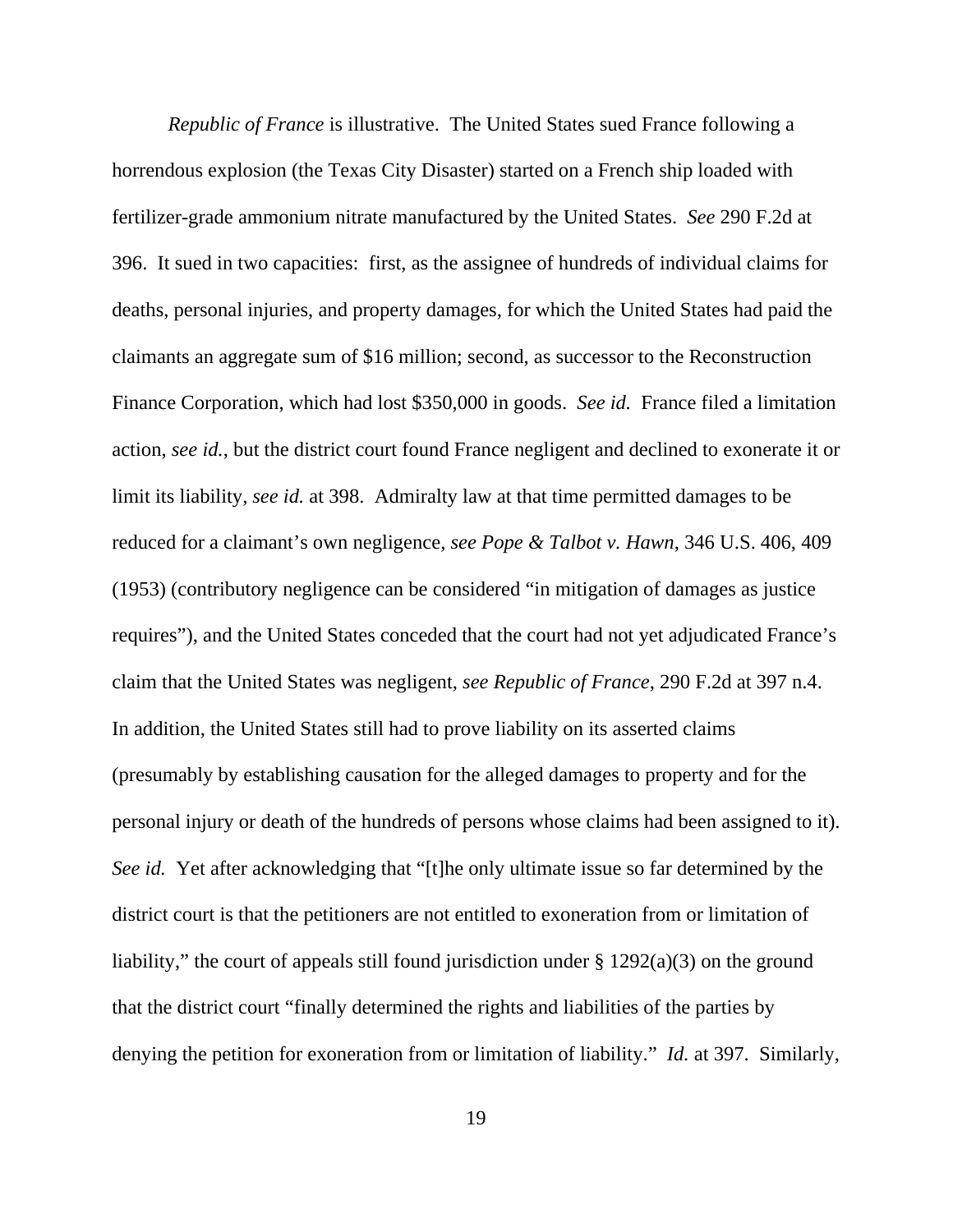*Republic of France* is illustrative. The United States sued France following a horrendous explosion (the Texas City Disaster) started on a French ship loaded with fertilizer-grade ammonium nitrate manufactured by the United States. *See* 290 F.2d at 396. It sued in two capacities: first, as the assignee of hundreds of individual claims for deaths, personal injuries, and property damages, for which the United States had paid the claimants an aggregate sum of $16 million; second, as successor to the Reconstruction Finance Corporation, which had lost $350,000 in goods. *See id.* France filed a limitation action, *see id.*, but the district court found France negligent and declined to exonerate it or limit its liability, *see id.* at 398. Admiralty law at that time permitted damages to be reduced for a claimant's own negligence, *see Pope & Talbot v. Hawn*, 346 U.S. 406, 409 (1953) (contributory negligence can be considered "in mitigation of damages as justice requires"), and the United States conceded that the court had not yet adjudicated France's claim that the United States was negligent, *see Republic of France*, 290 F.2d at 397 n.4. In addition, the United States still had to prove liability on its asserted claims (presumably by establishing causation for the alleged damages to property and for the personal injury or death of the hundreds of persons whose claims had been assigned to it). *See id.* Yet after acknowledging that "[t]he only ultimate issue so far determined by the district court is that the petitioners are not entitled to exoneration from or limitation of liability," the court of appeals still found jurisdiction under § 1292(a)(3) on the ground that the district court "finally determined the rights and liabilities of the parties by denying the petition for exoneration from or limitation of liability." *Id.* at 397. Similarly,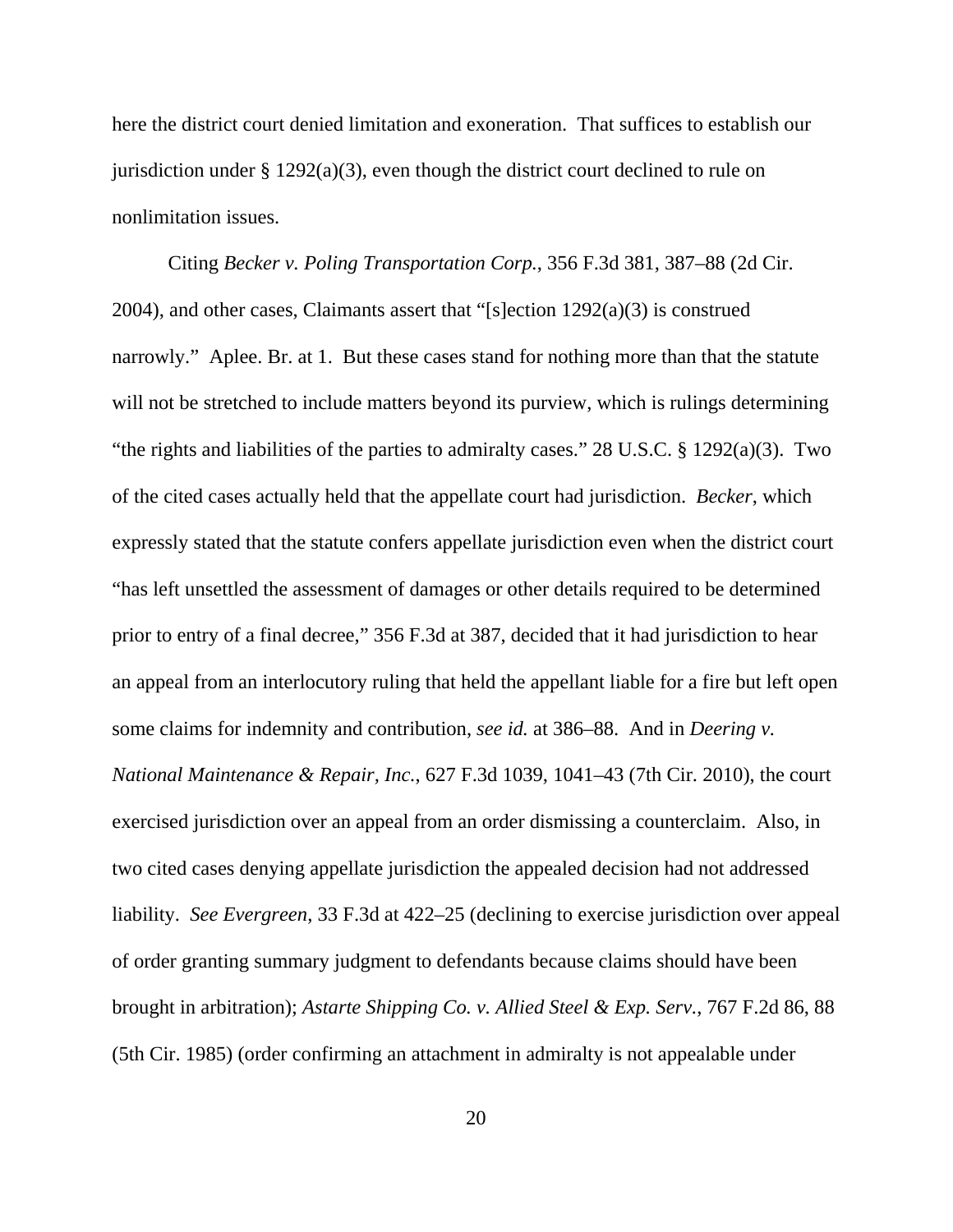here the district court denied limitation and exoneration. That suffices to establish our jurisdiction under § 1292(a)(3), even though the district court declined to rule on nonlimitation issues.

Citing *Becker v. Poling Transportation Corp.*, 356 F.3d 381, 387–88 (2d Cir. 2004), and other cases, Claimants assert that "[s]ection 1292(a)(3) is construed narrowly." Aplee. Br. at 1. But these cases stand for nothing more than that the statute will not be stretched to include matters beyond its purview, which is rulings determining "the rights and liabilities of the parties to admiralty cases." 28 U.S.C. § 1292(a)(3). Two of the cited cases actually held that the appellate court had jurisdiction. *Becker*, which expressly stated that the statute confers appellate jurisdiction even when the district court "has left unsettled the assessment of damages or other details required to be determined prior to entry of a final decree," 356 F.3d at 387, decided that it had jurisdiction to hear an appeal from an interlocutory ruling that held the appellant liable for a fire but left open some claims for indemnity and contribution, *see id.* at 386–88. And in *Deering v. National Maintenance & Repair, Inc.*, 627 F.3d 1039, 1041–43 (7th Cir. 2010), the court exercised jurisdiction over an appeal from an order dismissing a counterclaim. Also, in two cited cases denying appellate jurisdiction the appealed decision had not addressed liability. *See Evergreen*, 33 F.3d at 422–25 (declining to exercise jurisdiction over appeal of order granting summary judgment to defendants because claims should have been brought in arbitration); *Astarte Shipping Co. v. Allied Steel & Exp. Serv.*, 767 F.2d 86, 88 (5th Cir. 1985) (order confirming an attachment in admiralty is not appealable under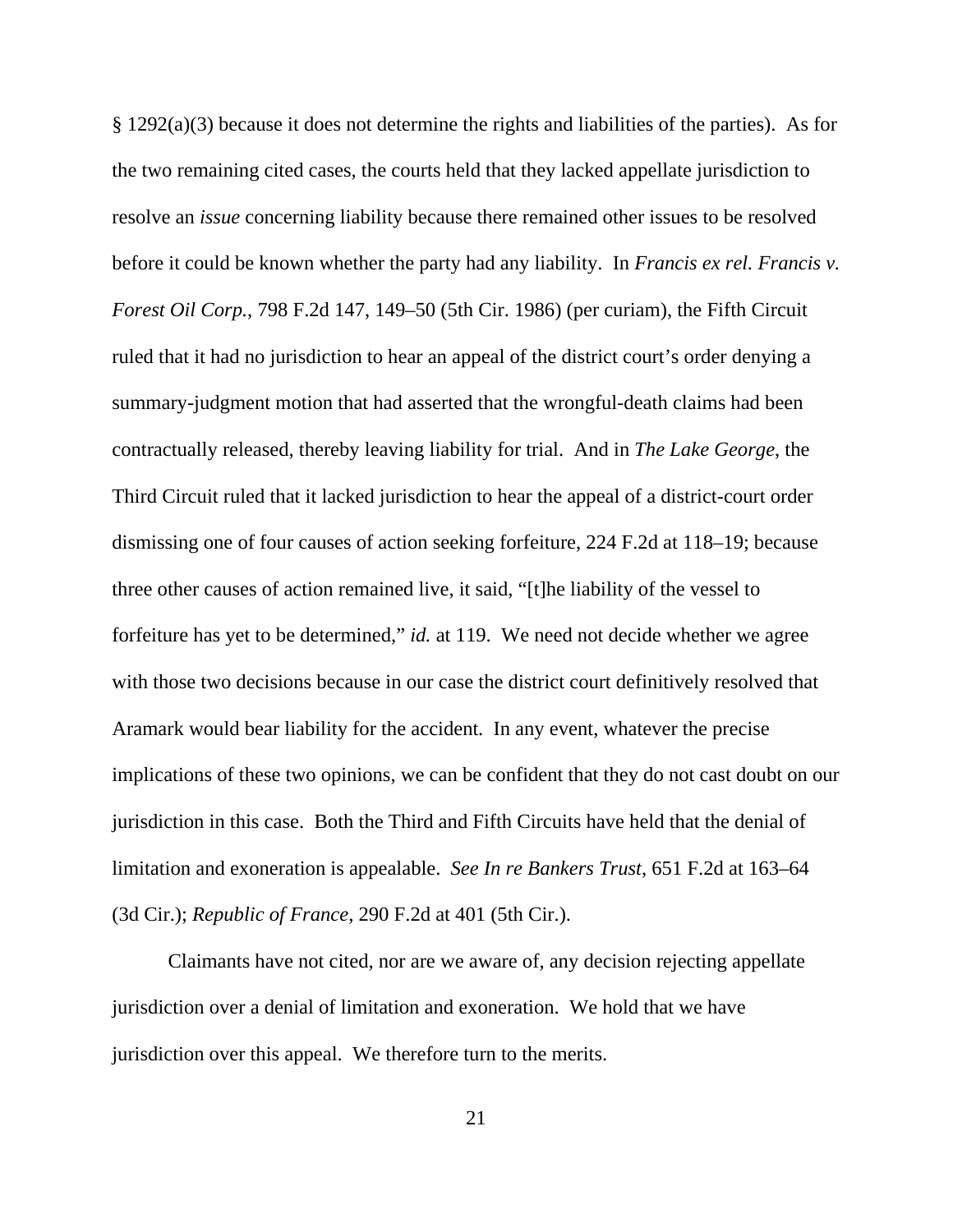§ 1292(a)(3) because it does not determine the rights and liabilities of the parties). As for the two remaining cited cases, the courts held that they lacked appellate jurisdiction to resolve an *issue* concerning liability because there remained other issues to be resolved before it could be known whether the party had any liability. In *Francis ex rel. Francis v. Forest Oil Corp.*, 798 F.2d 147, 149–50 (5th Cir. 1986) (per curiam), the Fifth Circuit ruled that it had no jurisdiction to hear an appeal of the district court's order denying a summary-judgment motion that had asserted that the wrongful-death claims had been contractually released, thereby leaving liability for trial. And in *The Lake George*, the Third Circuit ruled that it lacked jurisdiction to hear the appeal of a district-court order dismissing one of four causes of action seeking forfeiture, 224 F.2d at 118–19; because three other causes of action remained live, it said, "[t]he liability of the vessel to forfeiture has yet to be determined," *id.* at 119. We need not decide whether we agree with those two decisions because in our case the district court definitively resolved that Aramark would bear liability for the accident. In any event, whatever the precise implications of these two opinions, we can be confident that they do not cast doubt on our jurisdiction in this case. Both the Third and Fifth Circuits have held that the denial of limitation and exoneration is appealable. *See In re Bankers Trust*, 651 F.2d at 163–64 (3d Cir.); *Republic of France*, 290 F.2d at 401 (5th Cir.).

Claimants have not cited, nor are we aware of, any decision rejecting appellate jurisdiction over a denial of limitation and exoneration. We hold that we have jurisdiction over this appeal. We therefore turn to the merits.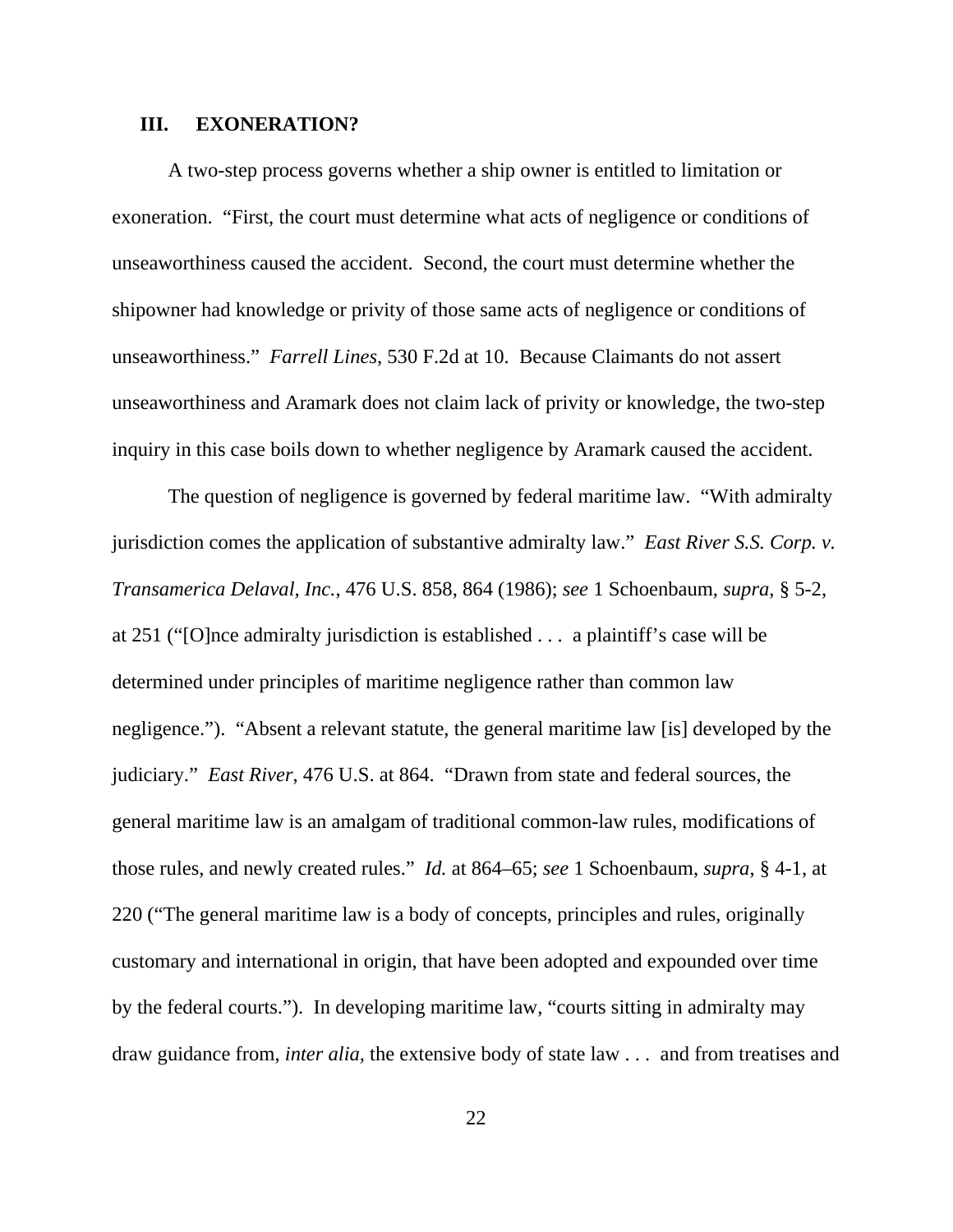## III. EXONERATION?

A two-step process governs whether a ship owner is entitled to limitation or exoneration. "First, the court must determine what acts of negligence or conditions of unseaworthiness caused the accident. Second, the court must determine whether the shipowner had knowledge or privity of those same acts of negligence or conditions of unseaworthiness." *Farrell Lines*, 530 F.2d at 10. Because Claimants do not assert unseaworthiness and Aramark does not claim lack of privity or knowledge, the two-step inquiry in this case boils down to whether negligence by Aramark caused the accident.

The question of negligence is governed by federal maritime law. "With admiralty jurisdiction comes the application of substantive admiralty law." *East River S.S. Corp. v. Transamerica Delaval, Inc.*, 476 U.S. 858, 864 (1986); *see* 1 Schoenbaum, *supra*, § 5-2, at 251 ("[O]nce admiralty jurisdiction is established . . . a plaintiff's case will be determined under principles of maritime negligence rather than common law negligence."). "Absent a relevant statute, the general maritime law [is] developed by the judiciary." *East River*, 476 U.S. at 864. "Drawn from state and federal sources, the general maritime law is an amalgam of traditional common-law rules, modifications of those rules, and newly created rules." *Id.* at 864–65; *see* 1 Schoenbaum, *supra*, § 4-1, at 220 ("The general maritime law is a body of concepts, principles and rules, originally customary and international in origin, that have been adopted and expounded over time by the federal courts."). In developing maritime law, "courts sitting in admiralty may draw guidance from, *inter alia,* the extensive body of state law . . . and from treatises and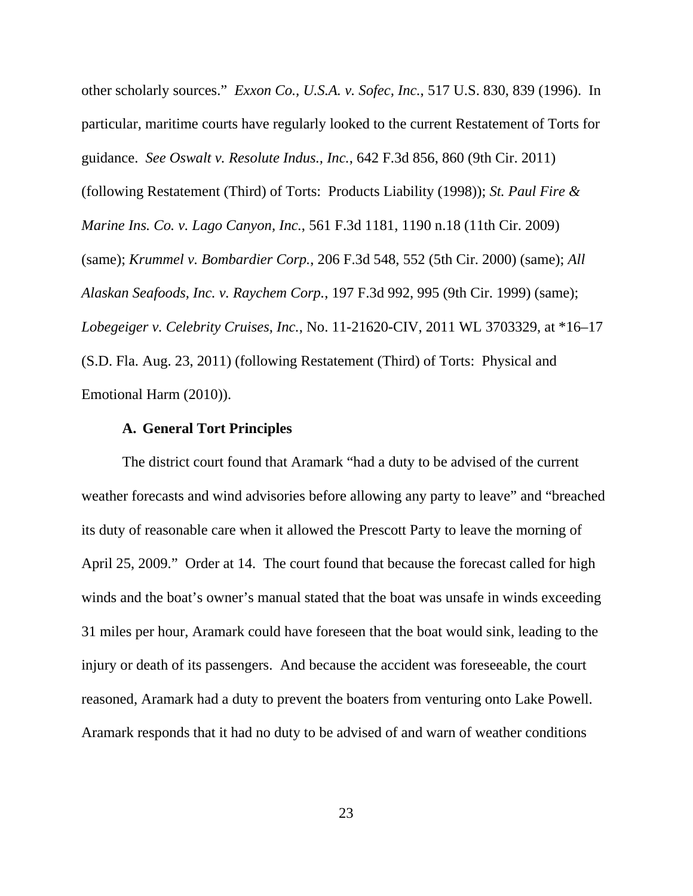other scholarly sources." *Exxon Co., U.S.A. v. Sofec, Inc.*, 517 U.S. 830, 839 (1996). In particular, maritime courts have regularly looked to the current Restatement of Torts for guidance. *See Oswalt v. Resolute Indus., Inc.*, 642 F.3d 856, 860 (9th Cir. 2011) (following Restatement (Third) of Torts: Products Liability (1998)); *St. Paul Fire & Marine Ins. Co. v. Lago Canyon, Inc.*, 561 F.3d 1181, 1190 n.18 (11th Cir. 2009) (same); *Krummel v. Bombardier Corp.*, 206 F.3d 548, 552 (5th Cir. 2000) (same); *All Alaskan Seafoods, Inc. v. Raychem Corp.*, 197 F.3d 992, 995 (9th Cir. 1999) (same); *Lobegeiger v. Celebrity Cruises, Inc.*, No. 11-21620-CIV, 2011 WL 3703329, at *16–17 (S.D. Fla. Aug. 23, 2011) (following Restatement (Third) of Torts: Physical and Emotional Harm (2010)).

### A. General Tort Principles

The district court found that Aramark "had a duty to be advised of the current weather forecasts and wind advisories before allowing any party to leave" and "breached its duty of reasonable care when it allowed the Prescott Party to leave the morning of April 25, 2009." Order at 14. The court found that because the forecast called for high winds and the boat's owner's manual stated that the boat was unsafe in winds exceeding 31 miles per hour, Aramark could have foreseen that the boat would sink, leading to the injury or death of its passengers. And because the accident was foreseeable, the court reasoned, Aramark had a duty to prevent the boaters from venturing onto Lake Powell. Aramark responds that it had no duty to be advised of and warn of weather conditions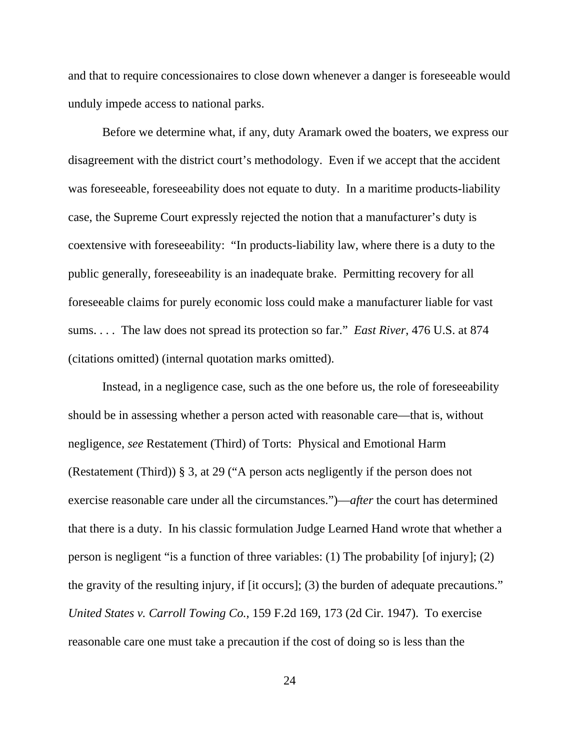and that to require concessionaires to close down whenever a danger is foreseeable would unduly impede access to national parks.

Before we determine what, if any, duty Aramark owed the boaters, we express our disagreement with the district court's methodology. Even if we accept that the accident was foreseeable, foreseeability does not equate to duty. In a maritime products-liability case, the Supreme Court expressly rejected the notion that a manufacturer's duty is coextensive with foreseeability: "In products-liability law, where there is a duty to the public generally, foreseeability is an inadequate brake. Permitting recovery for all foreseeable claims for purely economic loss could make a manufacturer liable for vast sums. . . . The law does not spread its protection so far." *East River*, 476 U.S. at 874 (citations omitted) (internal quotation marks omitted).

Instead, in a negligence case, such as the one before us, the role of foreseeability should be in assessing whether a person acted with reasonable care—that is, without negligence, *see* Restatement (Third) of Torts: Physical and Emotional Harm (Restatement (Third)) § 3, at 29 ("A person acts negligently if the person does not exercise reasonable care under all the circumstances.")—*after* the court has determined that there is a duty. In his classic formulation Judge Learned Hand wrote that whether a person is negligent "is a function of three variables: (1) The probability [of injury]; (2) the gravity of the resulting injury, if [it occurs]; (3) the burden of adequate precautions." *United States v. Carroll Towing Co.*, 159 F.2d 169, 173 (2d Cir. 1947). To exercise reasonable care one must take a precaution if the cost of doing so is less than the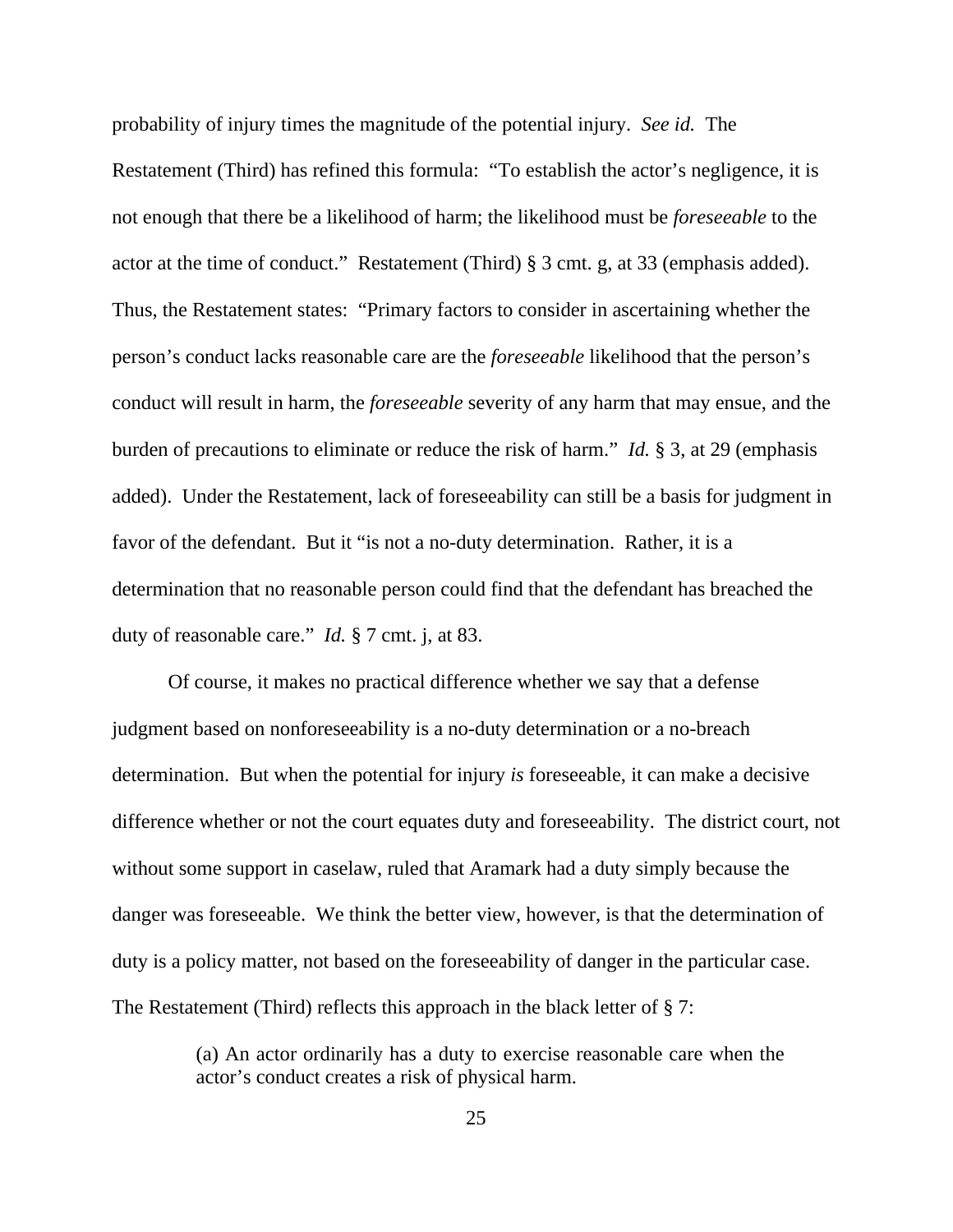probability of injury times the magnitude of the potential injury. *See id.* The Restatement (Third) has refined this formula: "To establish the actor's negligence, it is not enough that there be a likelihood of harm; the likelihood must be *foreseeable* to the actor at the time of conduct." Restatement (Third) § 3 cmt. g, at 33 (emphasis added). Thus, the Restatement states: "Primary factors to consider in ascertaining whether the person's conduct lacks reasonable care are the *foreseeable* likelihood that the person's conduct will result in harm, the *foreseeable* severity of any harm that may ensue, and the burden of precautions to eliminate or reduce the risk of harm." *Id.* § 3, at 29 (emphasis added). Under the Restatement, lack of foreseeability can still be a basis for judgment in favor of the defendant. But it "is not a no-duty determination. Rather, it is a determination that no reasonable person could find that the defendant has breached the duty of reasonable care." *Id.* § 7 cmt. j, at 83.

Of course, it makes no practical difference whether we say that a defense judgment based on nonforeseeability is a no-duty determination or a no-breach determination. But when the potential for injury *is* foreseeable, it can make a decisive difference whether or not the court equates duty and foreseeability. The district court, not without some support in caselaw, ruled that Aramark had a duty simply because the danger was foreseeable. We think the better view, however, is that the determination of duty is a policy matter, not based on the foreseeability of danger in the particular case. The Restatement (Third) reflects this approach in the black letter of § 7:

> (a) An actor ordinarily has a duty to exercise reasonable care when the actor's conduct creates a risk of physical harm.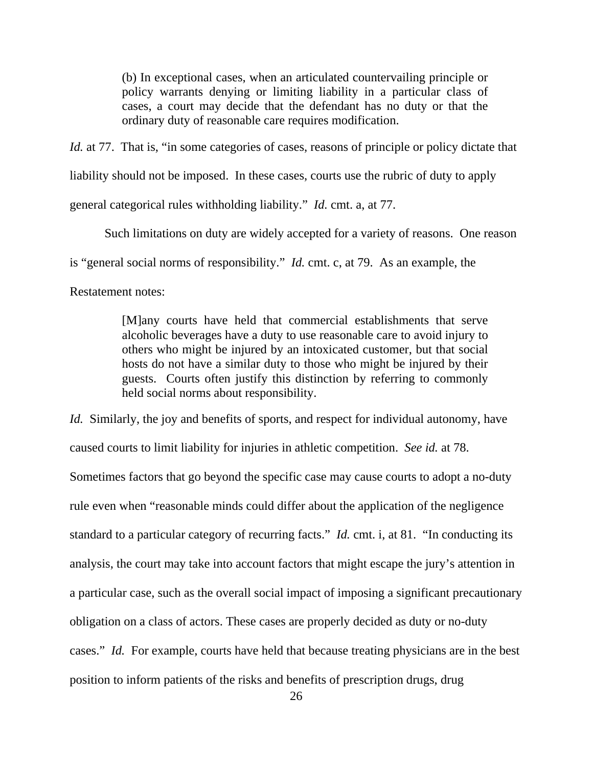> (b) In exceptional cases, when an articulated countervailing principle or policy warrants denying or limiting liability in a particular class of cases, a court may decide that the defendant has no duty or that the ordinary duty of reasonable care requires modification.

*Id.* at 77. That is, "in some categories of cases, reasons of principle or policy dictate that liability should not be imposed. In these cases, courts use the rubric of duty to apply general categorical rules withholding liability." *Id.* cmt. a, at 77.

Such limitations on duty are widely accepted for a variety of reasons. One reason is "general social norms of responsibility." *Id.* cmt. c, at 79. As an example, the Restatement notes:

> [M]any courts have held that commercial establishments that serve alcoholic beverages have a duty to use reasonable care to avoid injury to others who might be injured by an intoxicated customer, but that social hosts do not have a similar duty to those who might be injured by their guests. Courts often justify this distinction by referring to commonly held social norms about responsibility.

*Id.* Similarly, the joy and benefits of sports, and respect for individual autonomy, have caused courts to limit liability for injuries in athletic competition. *See id.* at 78. Sometimes factors that go beyond the specific case may cause courts to adopt a no-duty rule even when "reasonable minds could differ about the application of the negligence standard to a particular category of recurring facts." *Id.* cmt. i, at 81. "In conducting its analysis, the court may take into account factors that might escape the jury's attention in a particular case, such as the overall social impact of imposing a significant precautionary obligation on a class of actors. These cases are properly decided as duty or no-duty cases." *Id.* For example, courts have held that because treating physicians are in the best position to inform patients of the risks and benefits of prescription drugs, drug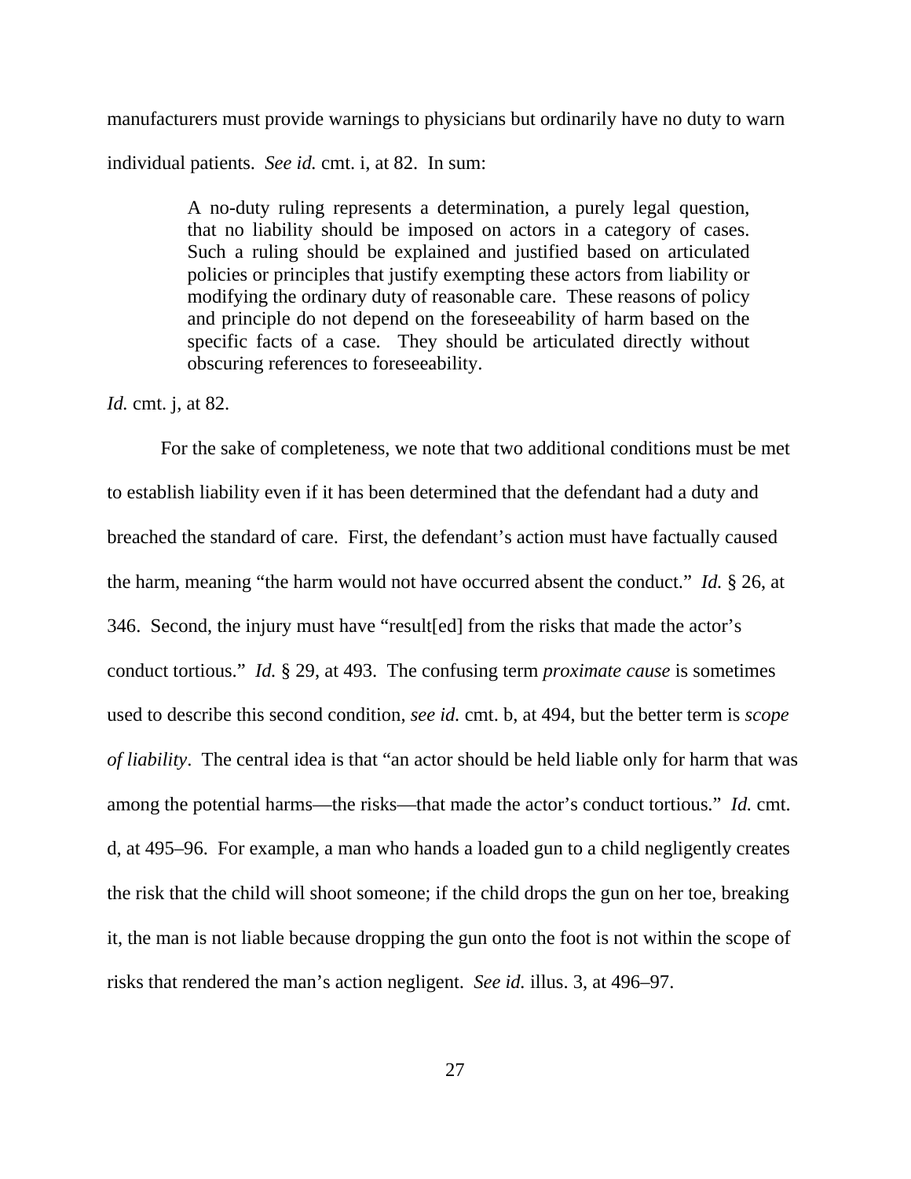manufacturers must provide warnings to physicians but ordinarily have no duty to warn individual patients. *See id.* cmt. i, at 82. In sum:

> A no-duty ruling represents a determination, a purely legal question, that no liability should be imposed on actors in a category of cases. Such a ruling should be explained and justified based on articulated policies or principles that justify exempting these actors from liability or modifying the ordinary duty of reasonable care. These reasons of policy and principle do not depend on the foreseeability of harm based on the specific facts of a case. They should be articulated directly without obscuring references to foreseeability.

*Id.* cmt. j, at 82.

For the sake of completeness, we note that two additional conditions must be met to establish liability even if it has been determined that the defendant had a duty and breached the standard of care. First, the defendant's action must have factually caused the harm, meaning "the harm would not have occurred absent the conduct." *Id.* § 26, at 346. Second, the injury must have "result[ed] from the risks that made the actor's conduct tortious." *Id.* § 29, at 493. The confusing term *proximate cause* is sometimes used to describe this second condition, *see id.* cmt. b, at 494, but the better term is *scope of liability*. The central idea is that "an actor should be held liable only for harm that was among the potential harms—the risks—that made the actor's conduct tortious." *Id.* cmt. d, at 495–96. For example, a man who hands a loaded gun to a child negligently creates the risk that the child will shoot someone; if the child drops the gun on her toe, breaking it, the man is not liable because dropping the gun onto the foot is not within the scope of risks that rendered the man's action negligent. *See id.* illus. 3, at 496–97.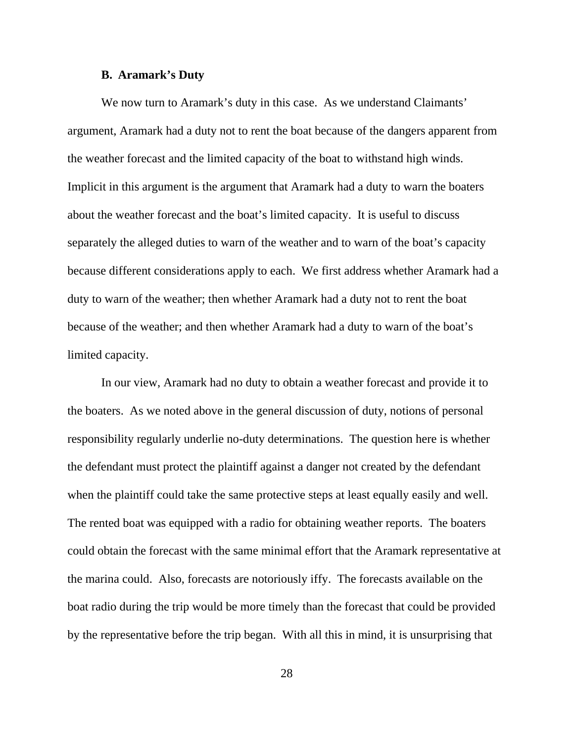### B. Aramark's Duty

We now turn to Aramark's duty in this case. As we understand Claimants' argument, Aramark had a duty not to rent the boat because of the dangers apparent from the weather forecast and the limited capacity of the boat to withstand high winds. Implicit in this argument is the argument that Aramark had a duty to warn the boaters about the weather forecast and the boat's limited capacity. It is useful to discuss separately the alleged duties to warn of the weather and to warn of the boat's capacity because different considerations apply to each. We first address whether Aramark had a duty to warn of the weather; then whether Aramark had a duty not to rent the boat because of the weather; and then whether Aramark had a duty to warn of the boat's limited capacity.

In our view, Aramark had no duty to obtain a weather forecast and provide it to the boaters. As we noted above in the general discussion of duty, notions of personal responsibility regularly underlie no-duty determinations. The question here is whether the defendant must protect the plaintiff against a danger not created by the defendant when the plaintiff could take the same protective steps at least equally easily and well. The rented boat was equipped with a radio for obtaining weather reports. The boaters could obtain the forecast with the same minimal effort that the Aramark representative at the marina could. Also, forecasts are notoriously iffy. The forecasts available on the boat radio during the trip would be more timely than the forecast that could be provided by the representative before the trip began. With all this in mind, it is unsurprising that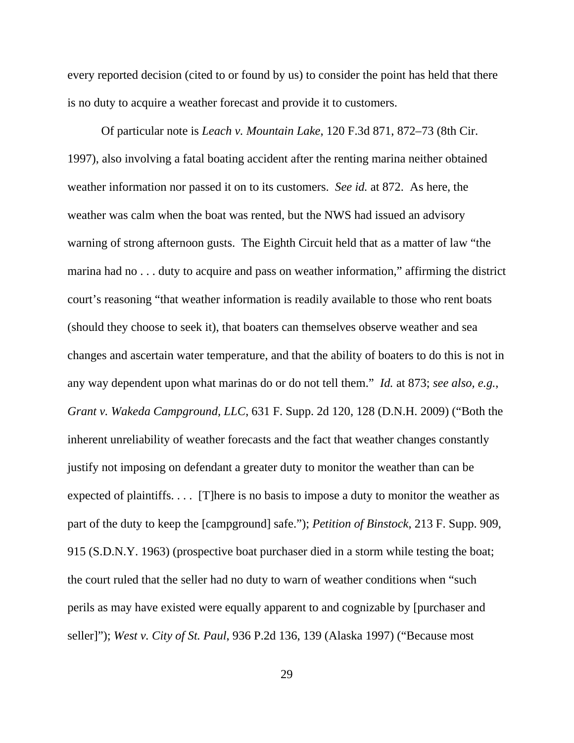every reported decision (cited to or found by us) to consider the point has held that there is no duty to acquire a weather forecast and provide it to customers.

Of particular note is *Leach v. Mountain Lake*, 120 F.3d 871, 872–73 (8th Cir. 1997), also involving a fatal boating accident after the renting marina neither obtained weather information nor passed it on to its customers. *See id.* at 872. As here, the weather was calm when the boat was rented, but the NWS had issued an advisory warning of strong afternoon gusts. The Eighth Circuit held that as a matter of law "the marina had no . . . duty to acquire and pass on weather information," affirming the district court's reasoning "that weather information is readily available to those who rent boats (should they choose to seek it), that boaters can themselves observe weather and sea changes and ascertain water temperature, and that the ability of boaters to do this is not in any way dependent upon what marinas do or do not tell them." *Id.* at 873; *see also, e.g.*, *Grant v. Wakeda Campground, LLC*, 631 F. Supp. 2d 120, 128 (D.N.H. 2009) ("Both the inherent unreliability of weather forecasts and the fact that weather changes constantly justify not imposing on defendant a greater duty to monitor the weather than can be expected of plaintiffs. . . . [T]here is no basis to impose a duty to monitor the weather as part of the duty to keep the [campground] safe."); *Petition of Binstock*, 213 F. Supp. 909, 915 (S.D.N.Y. 1963) (prospective boat purchaser died in a storm while testing the boat; the court ruled that the seller had no duty to warn of weather conditions when "such perils as may have existed were equally apparent to and cognizable by [purchaser and seller]"); *West v. City of St. Paul*, 936 P.2d 136, 139 (Alaska 1997) ("Because most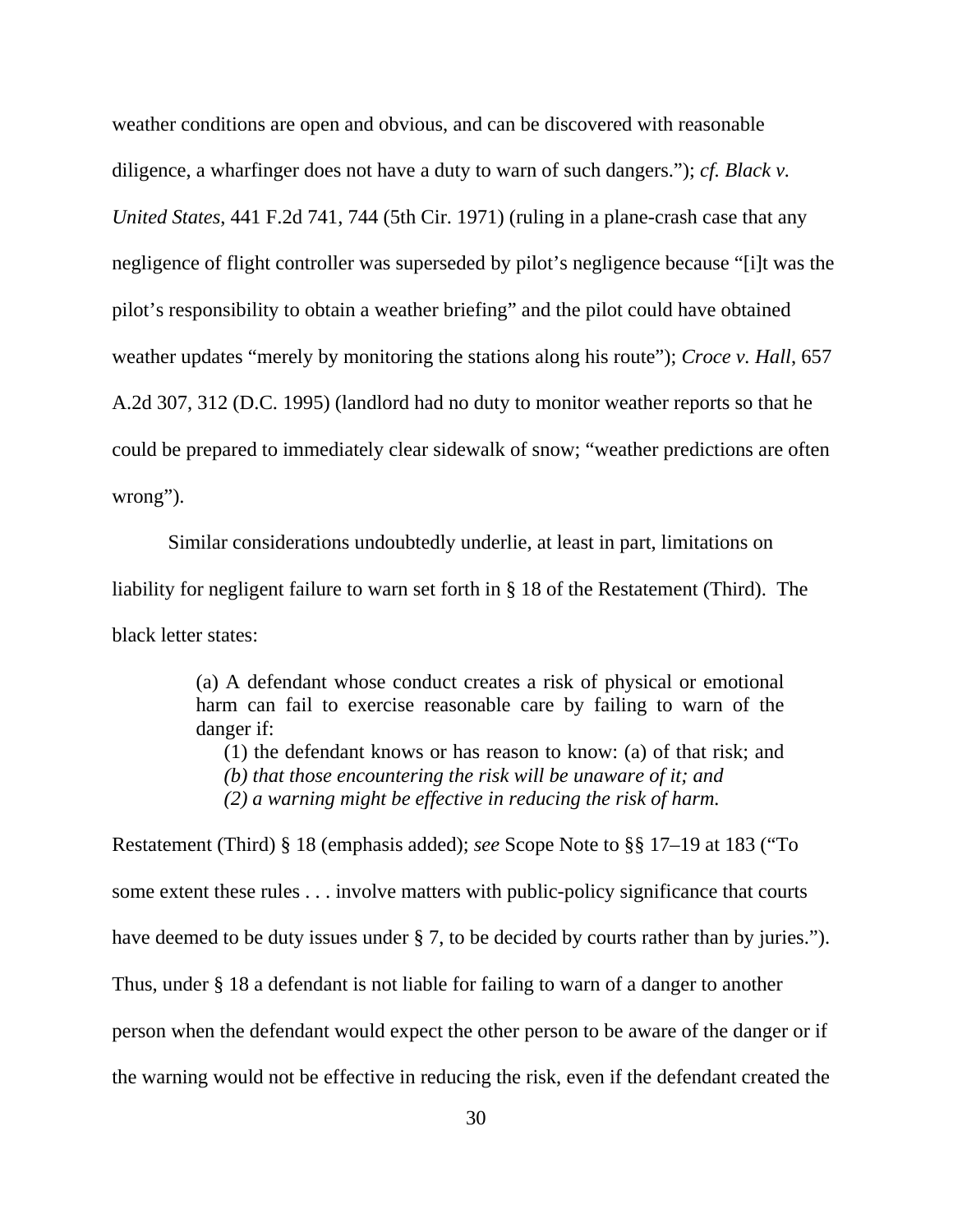weather conditions are open and obvious, and can be discovered with reasonable diligence, a wharfinger does not have a duty to warn of such dangers."); *cf. Black v. United States*, 441 F.2d 741, 744 (5th Cir. 1971) (ruling in a plane-crash case that any negligence of flight controller was superseded by pilot's negligence because "[i]t was the pilot's responsibility to obtain a weather briefing" and the pilot could have obtained weather updates "merely by monitoring the stations along his route"); *Croce v. Hall*, 657 A.2d 307, 312 (D.C. 1995) (landlord had no duty to monitor weather reports so that he could be prepared to immediately clear sidewalk of snow; "weather predictions are often wrong").

Similar considerations undoubtedly underlie, at least in part, limitations on liability for negligent failure to warn set forth in § 18 of the Restatement (Third). The black letter states:

> (a) A defendant whose conduct creates a risk of physical or emotional harm can fail to exercise reasonable care by failing to warn of the danger if:
>
> (1) the defendant knows or has reason to know: (a) of that risk; and *(b) that those encountering the risk will be unaware of it; and*
>
> *(2) a warning might be effective in reducing the risk of harm.*

Restatement (Third) § 18 (emphasis added); *see* Scope Note to §§ 17–19 at 183 ("To some extent these rules . . . involve matters with public-policy significance that courts have deemed to be duty issues under § 7, to be decided by courts rather than by juries."). Thus, under § 18 a defendant is not liable for failing to warn of a danger to another person when the defendant would expect the other person to be aware of the danger or if the warning would not be effective in reducing the risk, even if the defendant created the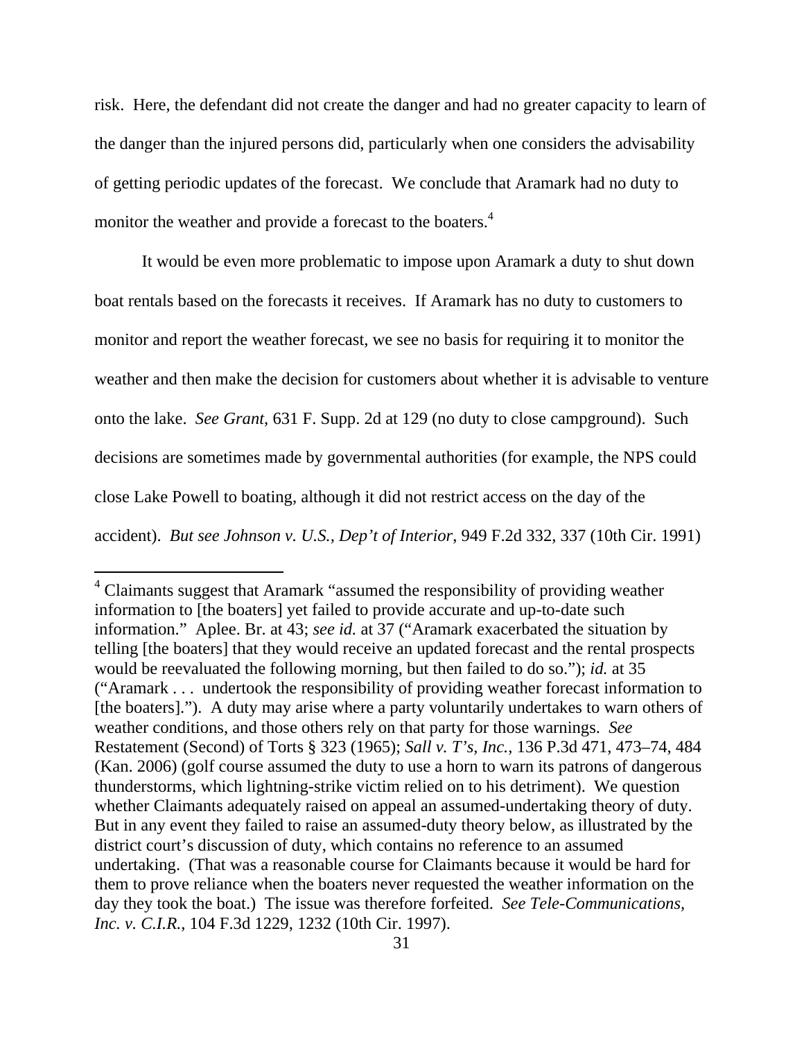risk. Here, the defendant did not create the danger and had no greater capacity to learn of the danger than the injured persons did, particularly when one considers the advisability of getting periodic updates of the forecast. We conclude that Aramark had no duty to monitor the weather and provide a forecast to the boaters.[4]

It would be even more problematic to impose upon Aramark a duty to shut down boat rentals based on the forecasts it receives. If Aramark has no duty to customers to monitor and report the weather forecast, we see no basis for requiring it to monitor the weather and then make the decision for customers about whether it is advisable to venture onto the lake. *See Grant*, 631 F. Supp. 2d at 129 (no duty to close campground). Such decisions are sometimes made by governmental authorities (for example, the NPS could close Lake Powell to boating, although it did not restrict access on the day of the accident). *But see Johnson v. U.S., Dep't of Interior*, 949 F.2d 332, 337 (10th Cir. 1991)

---

[4] Claimants suggest that Aramark "assumed the responsibility of providing weather information to [the boaters] yet failed to provide accurate and up-to-date such information." Aplee. Br. at 43; *see id.* at 37 ("Aramark exacerbated the situation by telling [the boaters] that they would receive an updated forecast and the rental prospects would be reevaluated the following morning, but then failed to do so."); *id.* at 35 ("Aramark . . . undertook the responsibility of providing weather forecast information to [the boaters]."). A duty may arise where a party voluntarily undertakes to warn others of weather conditions, and those others rely on that party for those warnings. *See* Restatement (Second) of Torts § 323 (1965); *Sall v. T's, Inc.*, 136 P.3d 471, 473–74, 484 (Kan. 2006) (golf course assumed the duty to use a horn to warn its patrons of dangerous thunderstorms, which lightning-strike victim relied on to his detriment). We question whether Claimants adequately raised on appeal an assumed-undertaking theory of duty. But in any event they failed to raise an assumed-duty theory below, as illustrated by the district court's discussion of duty, which contains no reference to an assumed undertaking. (That was a reasonable course for Claimants because it would be hard for them to prove reliance when the boaters never requested the weather information on the day they took the boat.) The issue was therefore forfeited. *See Tele-Communications, Inc. v. C.I.R.*, 104 F.3d 1229, 1232 (10th Cir. 1997).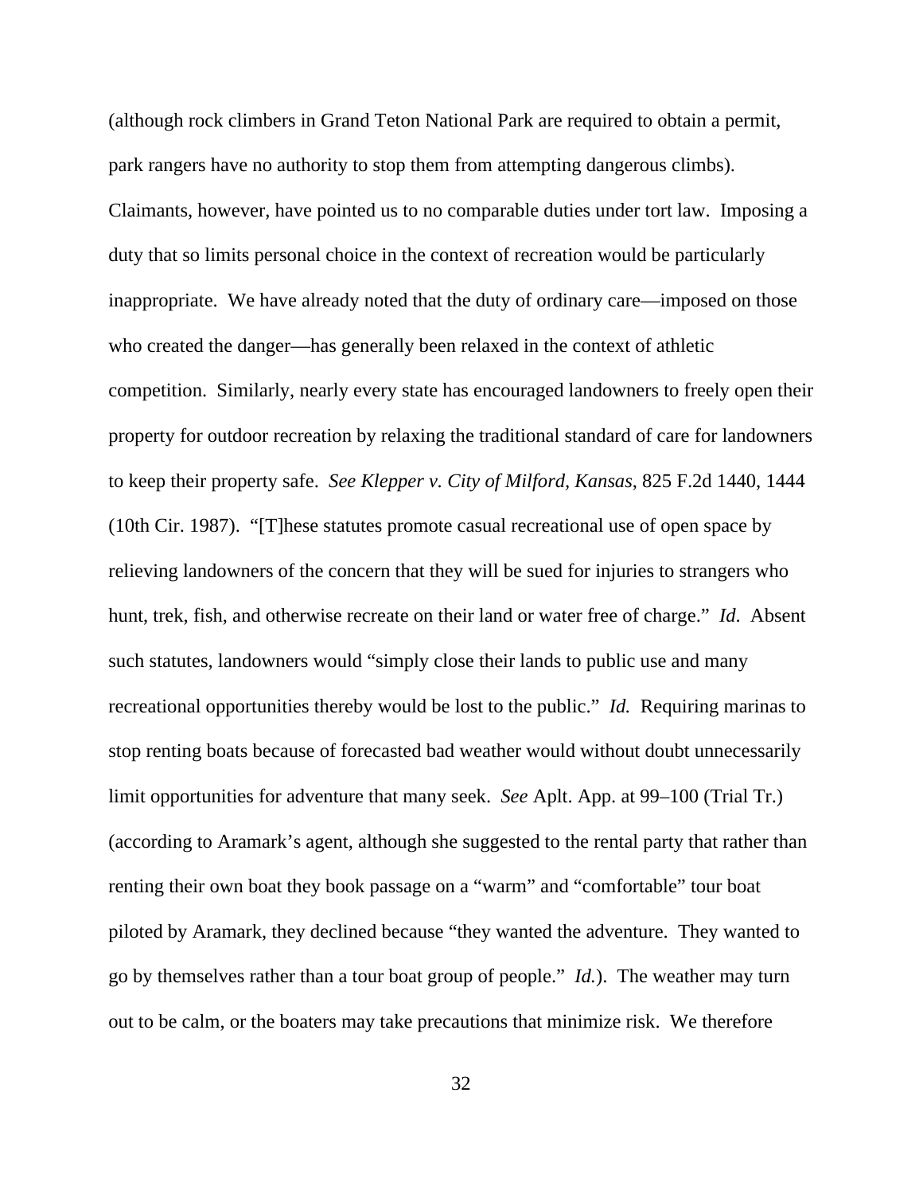(although rock climbers in Grand Teton National Park are required to obtain a permit, park rangers have no authority to stop them from attempting dangerous climbs). Claimants, however, have pointed us to no comparable duties under tort law. Imposing a duty that so limits personal choice in the context of recreation would be particularly inappropriate. We have already noted that the duty of ordinary care—imposed on those who created the danger—has generally been relaxed in the context of athletic competition. Similarly, nearly every state has encouraged landowners to freely open their property for outdoor recreation by relaxing the traditional standard of care for landowners to keep their property safe. *See Klepper v. City of Milford, Kansas*, 825 F.2d 1440, 1444 (10th Cir. 1987). "[T]hese statutes promote casual recreational use of open space by relieving landowners of the concern that they will be sued for injuries to strangers who hunt, trek, fish, and otherwise recreate on their land or water free of charge." *Id.* Absent such statutes, landowners would "simply close their lands to public use and many recreational opportunities thereby would be lost to the public." *Id.* Requiring marinas to stop renting boats because of forecasted bad weather would without doubt unnecessarily limit opportunities for adventure that many seek. *See* Aplt. App. at 99–100 (Trial Tr.) (according to Aramark's agent, although she suggested to the rental party that rather than renting their own boat they book passage on a "warm" and "comfortable" tour boat piloted by Aramark, they declined because "they wanted the adventure. They wanted to go by themselves rather than a tour boat group of people." *Id.*). The weather may turn out to be calm, or the boaters may take precautions that minimize risk. We therefore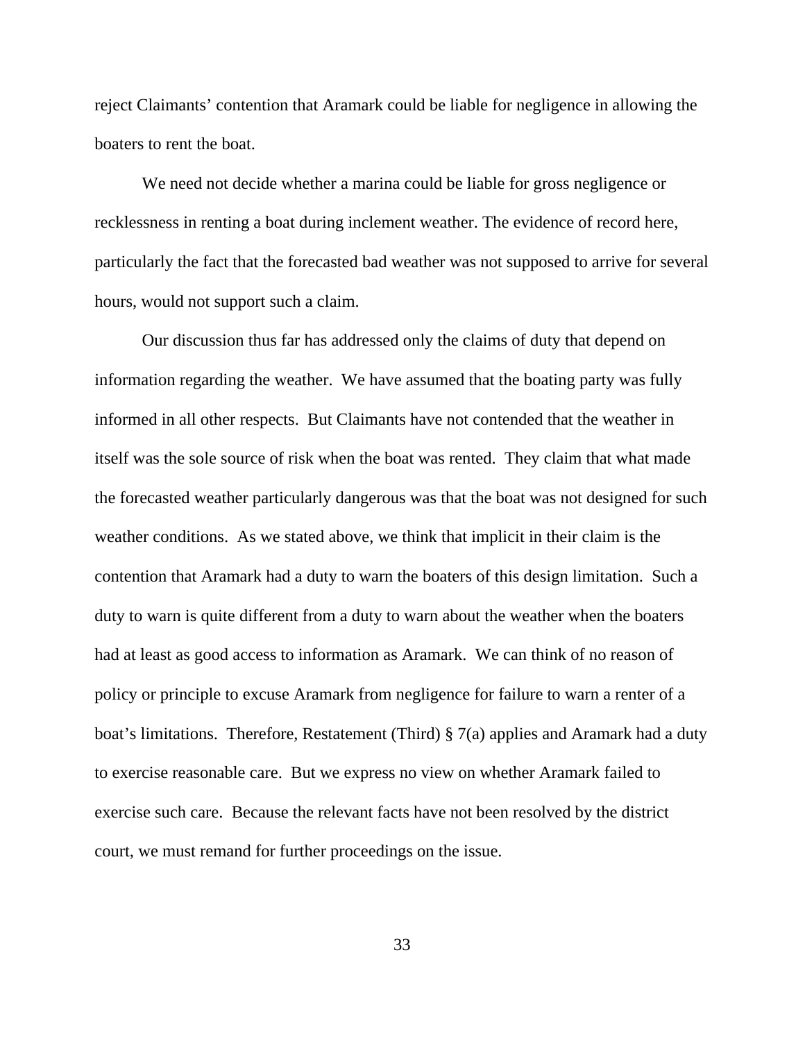reject Claimants' contention that Aramark could be liable for negligence in allowing the boaters to rent the boat.

We need not decide whether a marina could be liable for gross negligence or recklessness in renting a boat during inclement weather. The evidence of record here, particularly the fact that the forecasted bad weather was not supposed to arrive for several hours, would not support such a claim.

Our discussion thus far has addressed only the claims of duty that depend on information regarding the weather. We have assumed that the boating party was fully informed in all other respects. But Claimants have not contended that the weather in itself was the sole source of risk when the boat was rented. They claim that what made the forecasted weather particularly dangerous was that the boat was not designed for such weather conditions. As we stated above, we think that implicit in their claim is the contention that Aramark had a duty to warn the boaters of this design limitation. Such a duty to warn is quite different from a duty to warn about the weather when the boaters had at least as good access to information as Aramark. We can think of no reason of policy or principle to excuse Aramark from negligence for failure to warn a renter of a boat's limitations. Therefore, Restatement (Third) § 7(a) applies and Aramark had a duty to exercise reasonable care. But we express no view on whether Aramark failed to exercise such care. Because the relevant facts have not been resolved by the district court, we must remand for further proceedings on the issue.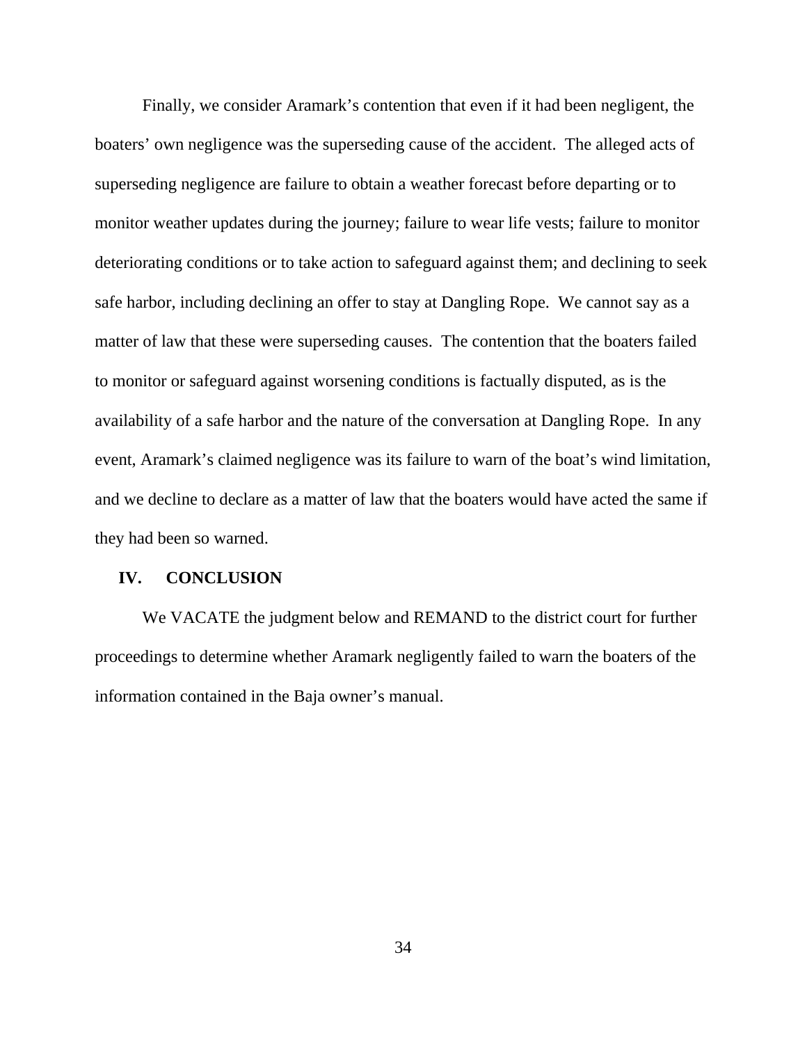Finally, we consider Aramark's contention that even if it had been negligent, the boaters' own negligence was the superseding cause of the accident. The alleged acts of superseding negligence are failure to obtain a weather forecast before departing or to monitor weather updates during the journey; failure to wear life vests; failure to monitor deteriorating conditions or to take action to safeguard against them; and declining to seek safe harbor, including declining an offer to stay at Dangling Rope. We cannot say as a matter of law that these were superseding causes. The contention that the boaters failed to monitor or safeguard against worsening conditions is factually disputed, as is the availability of a safe harbor and the nature of the conversation at Dangling Rope. In any event, Aramark's claimed negligence was its failure to warn of the boat's wind limitation, and we decline to declare as a matter of law that the boaters would have acted the same if they had been so warned.

## IV. CONCLUSION

We VACATE the judgment below and REMAND to the district court for further proceedings to determine whether Aramark negligently failed to warn the boaters of the information contained in the Baja owner's manual.